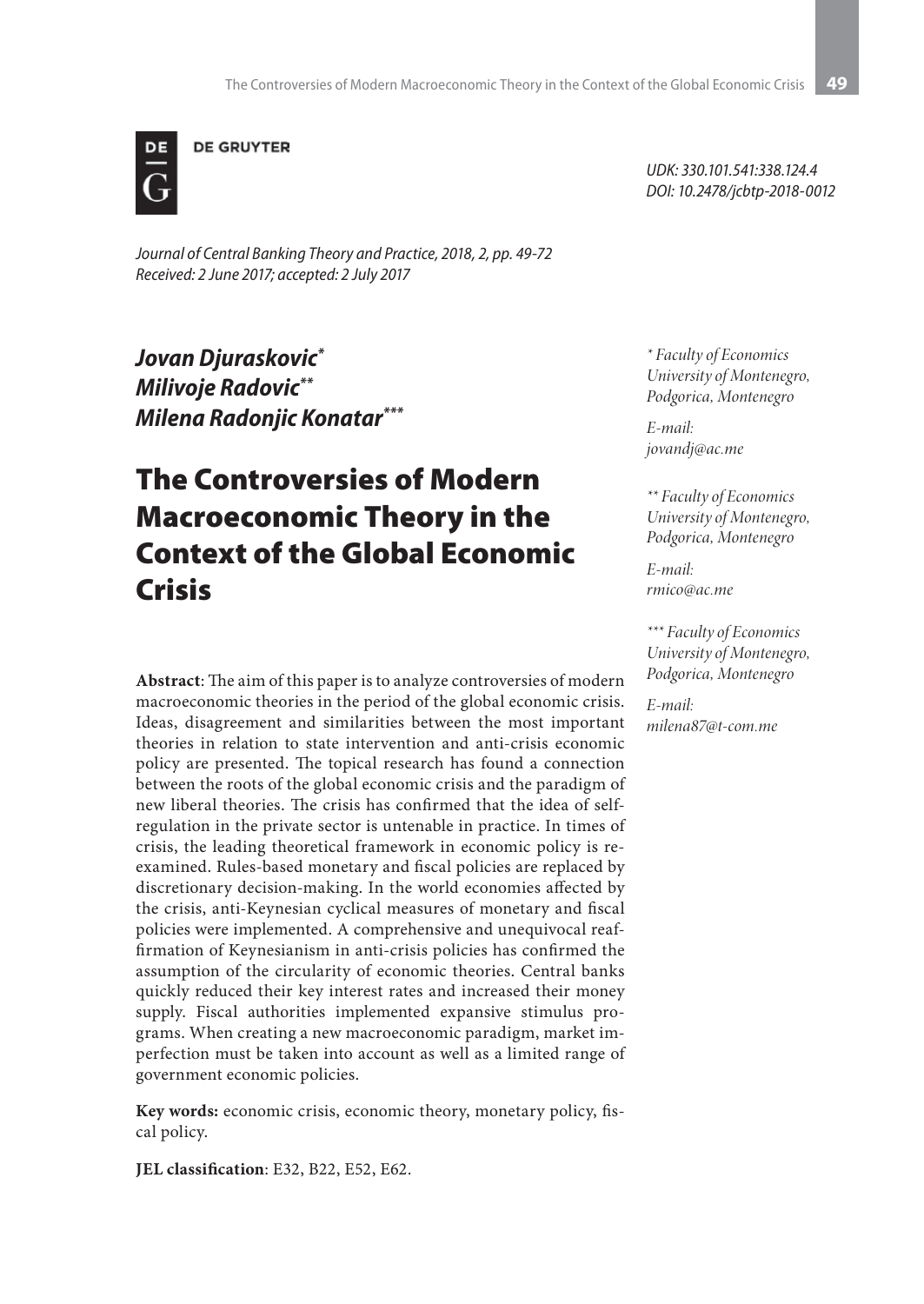UDK: 330.101.541:338.124.4
DOI: 10.2478/jcbtp-2018-0012

*Journal of Central Banking Theory and Practice, 2018, 2, pp. 49-72*
*Received: 2 June 2017; accepted: 2 July 2017*

***Jovan Djuraskovic*** [*]
***Milivoje Radovic*** [**]
***Milena Radonjic Konatar*** [***]

# The Controversies of Modern Macroeconomic Theory in the Context of the Global Economic Crisis

**Abstract**: The aim of this paper is to analyze controversies of modern macroeconomic theories in the period of the global economic crisis. Ideas, disagreement and similarities between the most important theories in relation to state intervention and anti-crisis economic policy are presented. The topical research has found a connection between the roots of the global economic crisis and the paradigm of new liberal theories. The crisis has confirmed that the idea of self-regulation in the private sector is untenable in practice. In times of crisis, the leading theoretical framework in economic policy is re-examined. Rules-based monetary and fiscal policies are replaced by discretionary decision-making. In the world economies affected by the crisis, anti-Keynesian cyclical measures of monetary and fiscal policies were implemented. A comprehensive and unequivocal reaffirmation of Keynesianism in anti-crisis policies has confirmed the assumption of the circularity of economic theories. Central banks quickly reduced their key interest rates and increased their money supply. Fiscal authorities implemented expansive stimulus programs. When creating a new macroeconomic paradigm, market imperfection must be taken into account as well as a limited range of government economic policies.

**Key words:** economic crisis, economic theory, monetary policy, fiscal policy.

**JEL classification**: E32, B22, E52, E62.

---

*[*] Faculty of Economics University of Montenegro, Podgorica, Montenegro*

*E-mail: jovandj@ac.me*

*[**] Faculty of Economics University of Montenegro, Podgorica, Montenegro*

*E-mail: rmico@ac.me*

*[***] Faculty of Economics University of Montenegro, Podgorica, Montenegro*

*E-mail: milena87@t-com.me*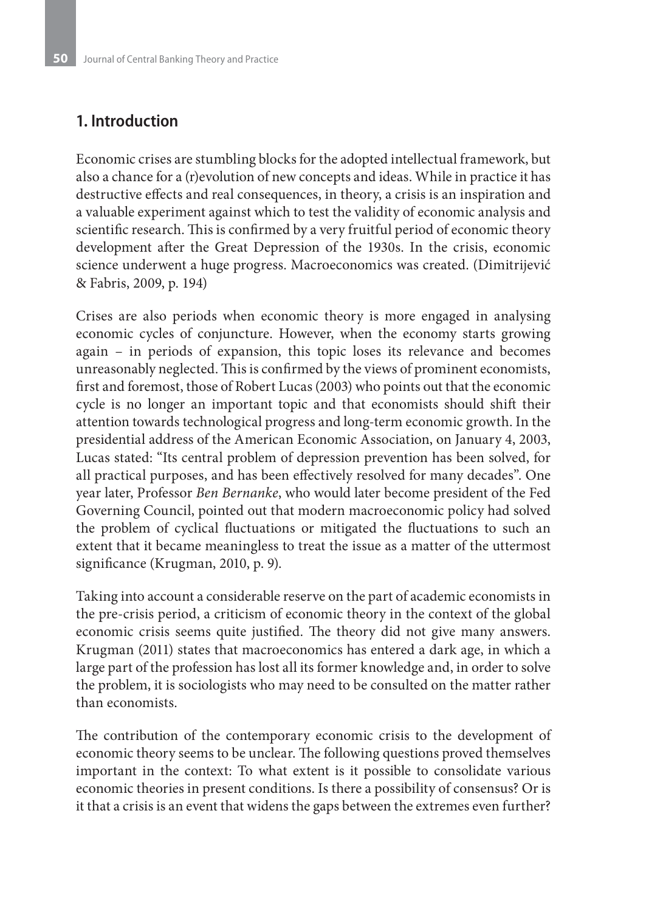## 1. Introduction

Economic crises are stumbling blocks for the adopted intellectual framework, but also a chance for a (r)evolution of new concepts and ideas. While in practice it has destructive effects and real consequences, in theory, a crisis is an inspiration and a valuable experiment against which to test the validity of economic analysis and scientific research. This is confirmed by a very fruitful period of economic theory development after the Great Depression of the 1930s. In the crisis, economic science underwent a huge progress. Macroeconomics was created. (Dimitrijević & Fabris, 2009, p. 194)

Crises are also periods when economic theory is more engaged in analysing economic cycles of conjuncture. However, when the economy starts growing again – in periods of expansion, this topic loses its relevance and becomes unreasonably neglected. This is confirmed by the views of prominent economists, first and foremost, those of Robert Lucas (2003) who points out that the economic cycle is no longer an important topic and that economists should shift their attention towards technological progress and long-term economic growth. In the presidential address of the American Economic Association, on January 4, 2003, Lucas stated: "Its central problem of depression prevention has been solved, for all practical purposes, and has been effectively resolved for many decades". One year later, Professor *Ben Bernanke*, who would later become president of the Fed Governing Council, pointed out that modern macroeconomic policy had solved the problem of cyclical fluctuations or mitigated the fluctuations to such an extent that it became meaningless to treat the issue as a matter of the uttermost significance (Krugman, 2010, p. 9).

Taking into account a considerable reserve on the part of academic economists in the pre-crisis period, a criticism of economic theory in the context of the global economic crisis seems quite justified. The theory did not give many answers. Krugman (2011) states that macroeconomics has entered a dark age, in which a large part of the profession has lost all its former knowledge and, in order to solve the problem, it is sociologists who may need to be consulted on the matter rather than economists.

The contribution of the contemporary economic crisis to the development of economic theory seems to be unclear. The following questions proved themselves important in the context: To what extent is it possible to consolidate various economic theories in present conditions. Is there a possibility of consensus? Or is it that a crisis is an event that widens the gaps between the extremes even further?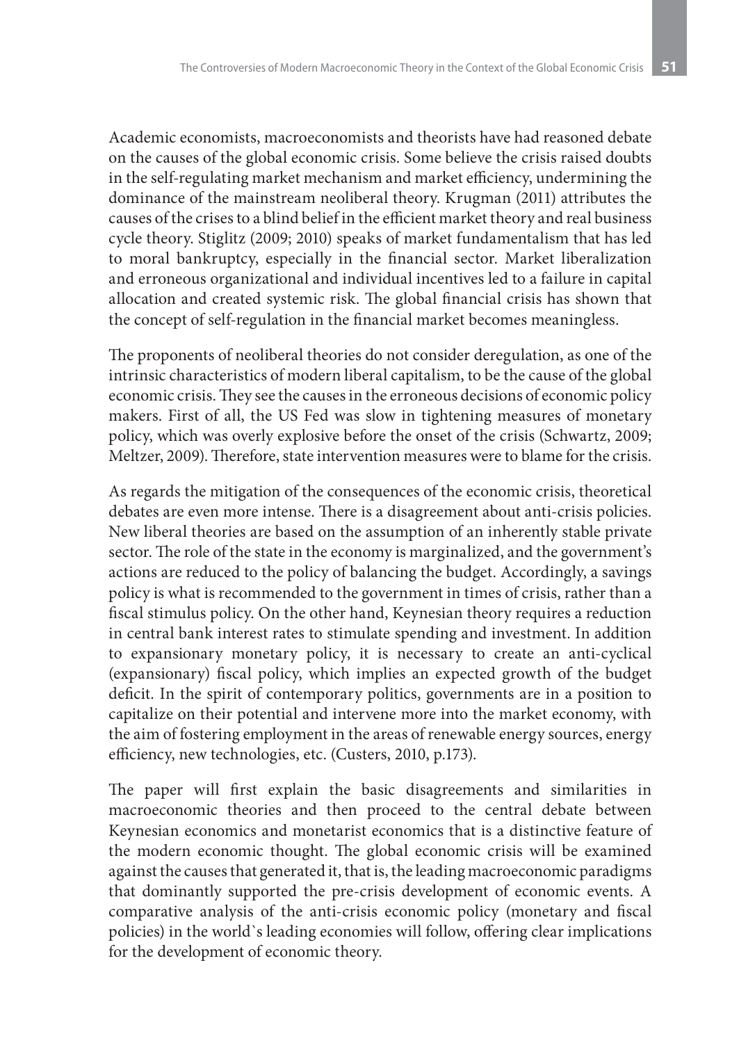Academic economists, macroeconomists and theorists have had reasoned debate on the causes of the global economic crisis. Some believe the crisis raised doubts in the self-regulating market mechanism and market efficiency, undermining the dominance of the mainstream neoliberal theory. Krugman (2011) attributes the causes of the crises to a blind belief in the efficient market theory and real business cycle theory. Stiglitz (2009; 2010) speaks of market fundamentalism that has led to moral bankruptcy, especially in the financial sector. Market liberalization and erroneous organizational and individual incentives led to a failure in capital allocation and created systemic risk. The global financial crisis has shown that the concept of self-regulation in the financial market becomes meaningless.

The proponents of neoliberal theories do not consider deregulation, as one of the intrinsic characteristics of modern liberal capitalism, to be the cause of the global economic crisis. They see the causes in the erroneous decisions of economic policy makers. First of all, the US Fed was slow in tightening measures of monetary policy, which was overly explosive before the onset of the crisis (Schwartz, 2009; Meltzer, 2009). Therefore, state intervention measures were to blame for the crisis.

As regards the mitigation of the consequences of the economic crisis, theoretical debates are even more intense. There is a disagreement about anti-crisis policies. New liberal theories are based on the assumption of an inherently stable private sector. The role of the state in the economy is marginalized, and the government's actions are reduced to the policy of balancing the budget. Accordingly, a savings policy is what is recommended to the government in times of crisis, rather than a fiscal stimulus policy. On the other hand, Keynesian theory requires a reduction in central bank interest rates to stimulate spending and investment. In addition to expansionary monetary policy, it is necessary to create an anti-cyclical (expansionary) fiscal policy, which implies an expected growth of the budget deficit. In the spirit of contemporary politics, governments are in a position to capitalize on their potential and intervene more into the market economy, with the aim of fostering employment in the areas of renewable energy sources, energy efficiency, new technologies, etc. (Custers, 2010, p.173).

The paper will first explain the basic disagreements and similarities in macroeconomic theories and then proceed to the central debate between Keynesian economics and monetarist economics that is a distinctive feature of the modern economic thought. The global economic crisis will be examined against the causes that generated it, that is, the leading macroeconomic paradigms that dominantly supported the pre-crisis development of economic events. A comparative analysis of the anti-crisis economic policy (monetary and fiscal policies) in the world`s leading economies will follow, offering clear implications for the development of economic theory.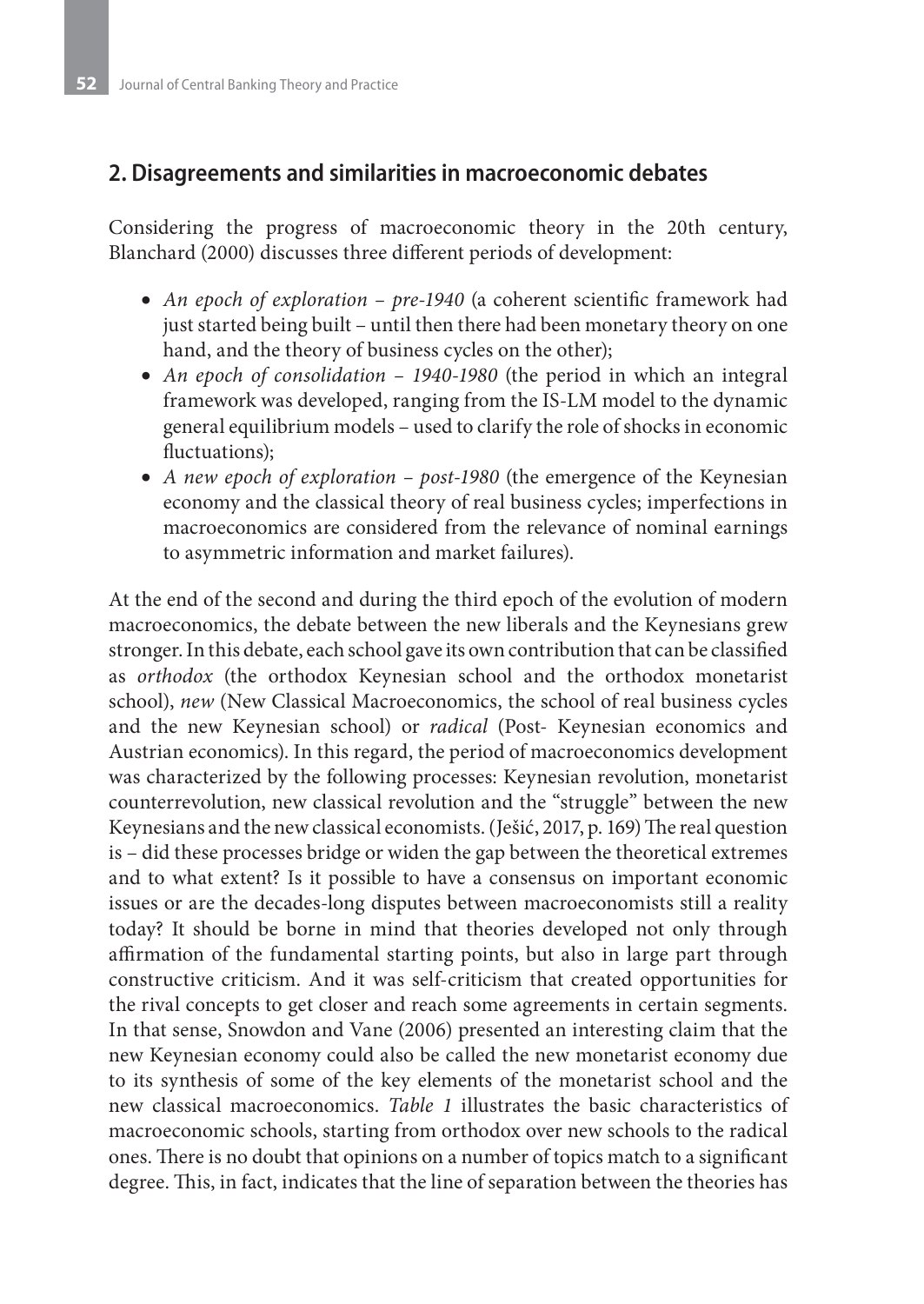## 2. Disagreements and similarities in macroeconomic debates

Considering the progress of macroeconomic theory in the 20th century, Blanchard (2000) discusses three different periods of development:

- *An epoch of exploration – pre-1940* (a coherent scientific framework had just started being built – until then there had been monetary theory on one hand, and the theory of business cycles on the other);
- *An epoch of consolidation – 1940-1980* (the period in which an integral framework was developed, ranging from the IS-LM model to the dynamic general equilibrium models – used to clarify the role of shocks in economic fluctuations);
- *A new epoch of exploration – post-1980* (the emergence of the Keynesian economy and the classical theory of real business cycles; imperfections in macroeconomics are considered from the relevance of nominal earnings to asymmetric information and market failures).

At the end of the second and during the third epoch of the evolution of modern macroeconomics, the debate between the new liberals and the Keynesians grew stronger. In this debate, each school gave its own contribution that can be classified as *orthodox* (the orthodox Keynesian school and the orthodox monetarist school), *new* (New Classical Macroeconomics, the school of real business cycles and the new Keynesian school) or *radical* (Post- Keynesian economics and Austrian economics). In this regard, the period of macroeconomics development was characterized by the following processes: Keynesian revolution, monetarist counterrevolution, new classical revolution and the "struggle" between the new Keynesians and the new classical economists. (Ješić, 2017, p. 169) The real question is – did these processes bridge or widen the gap between the theoretical extremes and to what extent? Is it possible to have a consensus on important economic issues or are the decades-long disputes between macroeconomists still a reality today? It should be borne in mind that theories developed not only through affirmation of the fundamental starting points, but also in large part through constructive criticism. And it was self-criticism that created opportunities for the rival concepts to get closer and reach some agreements in certain segments. In that sense, Snowdon and Vane (2006) presented an interesting claim that the new Keynesian economy could also be called the new monetarist economy due to its synthesis of some of the key elements of the monetarist school and the new classical macroeconomics. *Table 1* illustrates the basic characteristics of macroeconomic schools, starting from orthodox over new schools to the radical ones. There is no doubt that opinions on a number of topics match to a significant degree. This, in fact, indicates that the line of separation between the theories has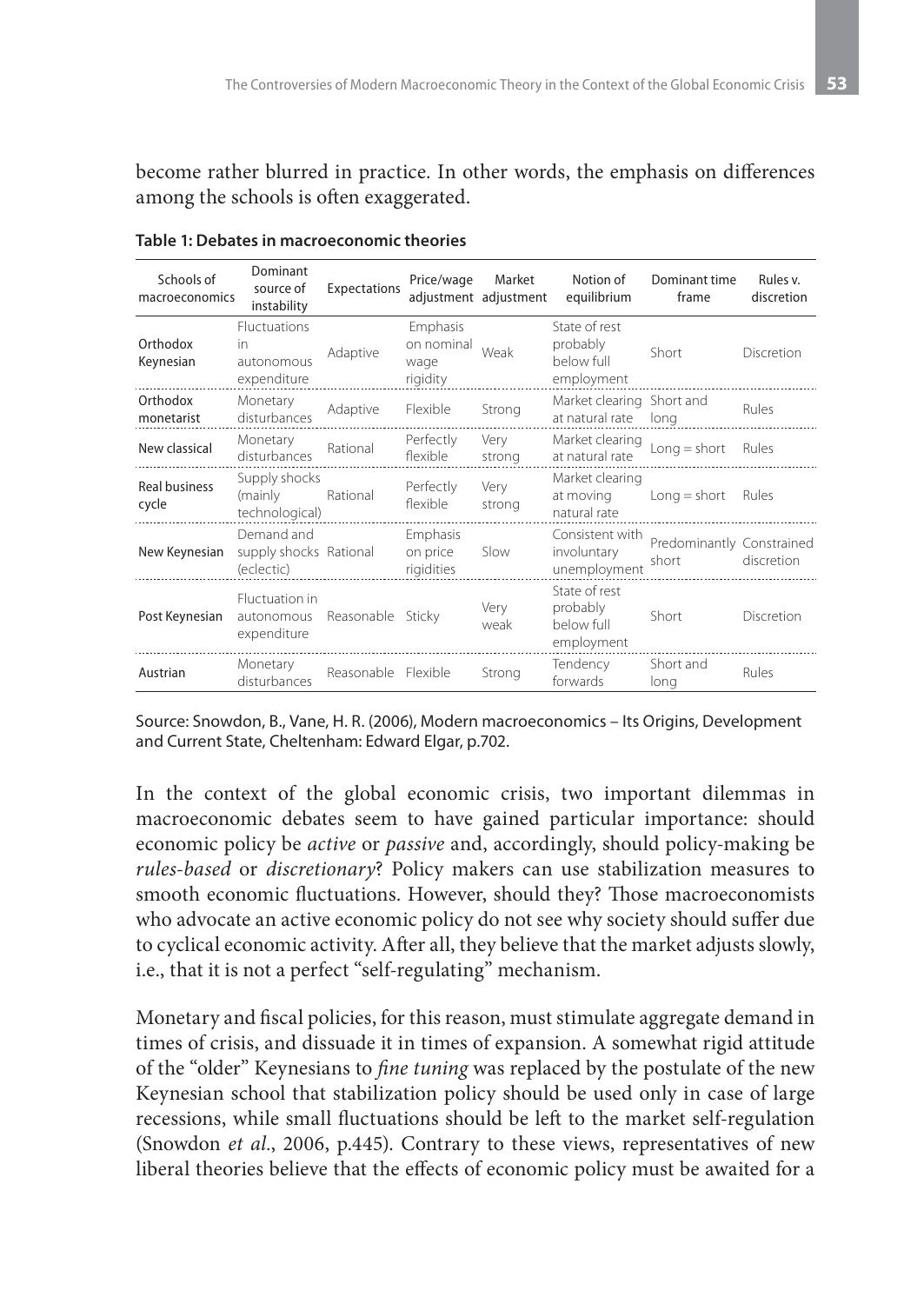become rather blurred in practice. In other words, the emphasis on differences among the schools is often exaggerated.

**Table 1: Debates in macroeconomic theories**

| Schools of macroeconomics | Dominant source of instability | Expectations | Price/wage adjustment | Market adjustment | Notion of equilibrium | Dominant time frame | Rules v. discretion |
|---|---|---|---|---|---|---|---|
| Orthodox Keynesian | Fluctuations in autonomous expenditure | Adaptive | Emphasis on nominal wage rigidity | Weak | State of rest probably below full employment | Short | Discretion |
| Orthodox monetarist | Monetary disturbances | Adaptive | Flexible | Strong | Market clearing at natural rate | Short and long | Rules |
| New classical | Monetary disturbances | Rational | Perfectly flexible | Very strong | Market clearing at natural rate | Long = short | Rules |
| Real business cycle | Supply shocks (mainly technological) | Rational | Perfectly flexible | Very strong | Market clearing at moving natural rate | Long = short | Rules |
| New Keynesian | Demand and supply shocks (eclectic) | Rational | Emphasis on price rigidities | Slow | Consistent with involuntary unemployment | Predominantly short | Constrained discretion |
| Post Keynesian | Fluctuation in autonomous expenditure | Reasonable | Sticky | Very weak | State of rest probably below full employment | Short | Discretion |
| Austrian | Monetary disturbances | Reasonable | Flexible | Strong | Tendency forwards | Short and long | Rules |

Source: Snowdon, B., Vane, H. R. (2006), Modern macroeconomics – Its Origins, Development and Current State, Cheltenham: Edward Elgar, p.702.

In the context of the global economic crisis, two important dilemmas in macroeconomic debates seem to have gained particular importance: should economic policy be *active* or *passive* and, accordingly, should policy-making be *rules-based* or *discretionary*? Policy makers can use stabilization measures to smooth economic fluctuations. However, should they? Those macroeconomists who advocate an active economic policy do not see why society should suffer due to cyclical economic activity. After all, they believe that the market adjusts slowly, i.e., that it is not a perfect "self-regulating" mechanism.

Monetary and fiscal policies, for this reason, must stimulate aggregate demand in times of crisis, and dissuade it in times of expansion. A somewhat rigid attitude of the "older" Keynesians to *fine tuning* was replaced by the postulate of the new Keynesian school that stabilization policy should be used only in case of large recessions, while small fluctuations should be left to the market self-regulation (Snowdon *et al.*, 2006, p.445). Contrary to these views, representatives of new liberal theories believe that the effects of economic policy must be awaited for a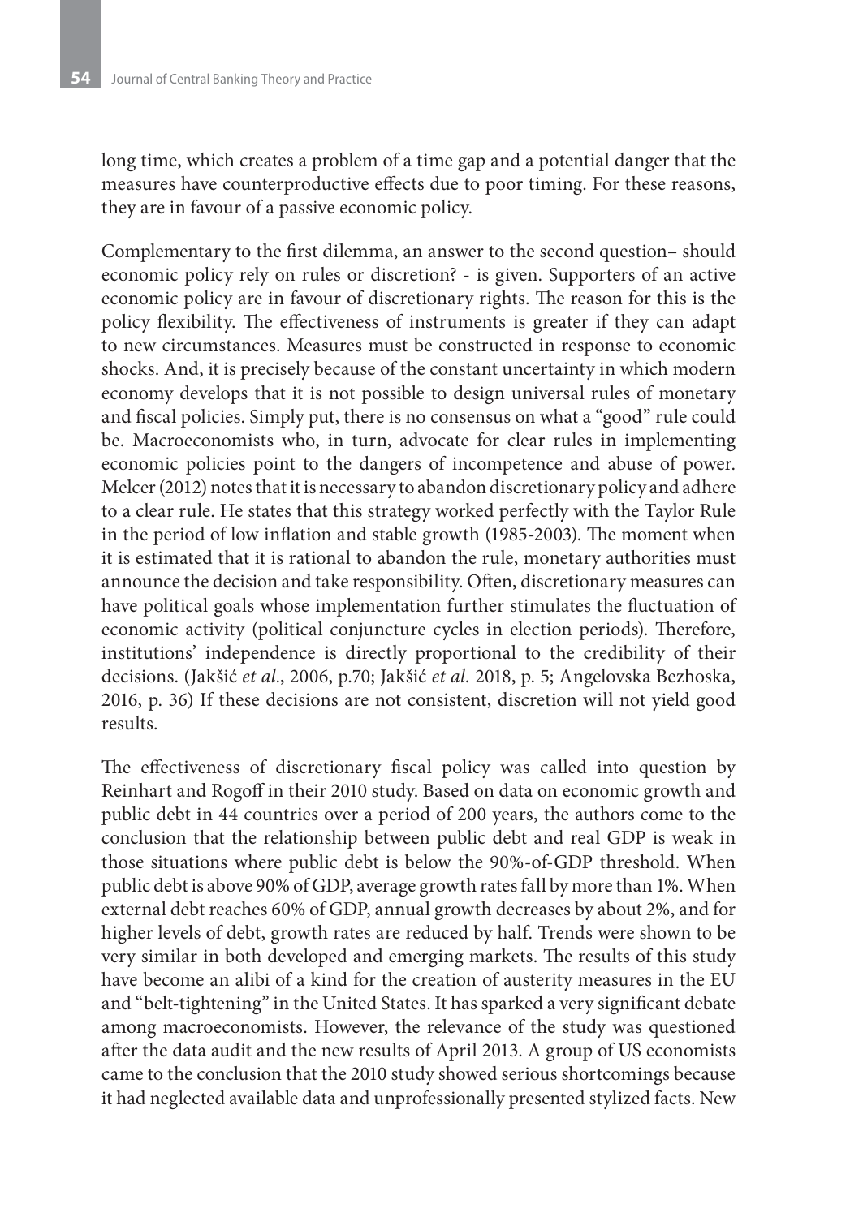long time, which creates a problem of a time gap and a potential danger that the measures have counterproductive effects due to poor timing. For these reasons, they are in favour of a passive economic policy.

Complementary to the first dilemma, an answer to the second question– should economic policy rely on rules or discretion? - is given. Supporters of an active economic policy are in favour of discretionary rights. The reason for this is the policy flexibility. The effectiveness of instruments is greater if they can adapt to new circumstances. Measures must be constructed in response to economic shocks. And, it is precisely because of the constant uncertainty in which modern economy develops that it is not possible to design universal rules of monetary and fiscal policies. Simply put, there is no consensus on what a "good" rule could be. Macroeconomists who, in turn, advocate for clear rules in implementing economic policies point to the dangers of incompetence and abuse of power. Melcer (2012) notes that it is necessary to abandon discretionary policy and adhere to a clear rule. He states that this strategy worked perfectly with the Taylor Rule in the period of low inflation and stable growth (1985-2003). The moment when it is estimated that it is rational to abandon the rule, monetary authorities must announce the decision and take responsibility. Often, discretionary measures can have political goals whose implementation further stimulates the fluctuation of economic activity (political conjuncture cycles in election periods). Therefore, institutions' independence is directly proportional to the credibility of their decisions. (Jakšić *et al*., 2006, p.70; Jakšić *et al.* 2018, p. 5; Angelovska Bezhoska, 2016, p. 36) If these decisions are not consistent, discretion will not yield good results.

The effectiveness of discretionary fiscal policy was called into question by Reinhart and Rogoff in their 2010 study. Based on data on economic growth and public debt in 44 countries over a period of 200 years, the authors come to the conclusion that the relationship between public debt and real GDP is weak in those situations where public debt is below the 90%-of-GDP threshold. When public debt is above 90% of GDP, average growth rates fall by more than 1%. When external debt reaches 60% of GDP, annual growth decreases by about 2%, and for higher levels of debt, growth rates are reduced by half. Trends were shown to be very similar in both developed and emerging markets. The results of this study have become an alibi of a kind for the creation of austerity measures in the EU and "belt-tightening" in the United States. It has sparked a very significant debate among macroeconomists. However, the relevance of the study was questioned after the data audit and the new results of April 2013. A group of US economists came to the conclusion that the 2010 study showed serious shortcomings because it had neglected available data and unprofessionally presented stylized facts. New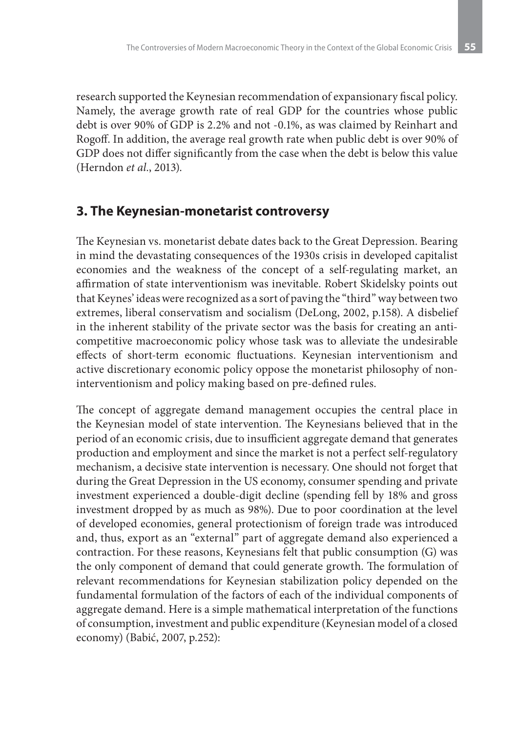research supported the Keynesian recommendation of expansionary fiscal policy. Namely, the average growth rate of real GDP for the countries whose public debt is over 90% of GDP is 2.2% and not -0.1%, as was claimed by Reinhart and Rogoff. In addition, the average real growth rate when public debt is over 90% of GDP does not differ significantly from the case when the debt is below this value (Herndon *et al.*, 2013).

## 3. The Keynesian-monetarist controversy

The Keynesian vs. monetarist debate dates back to the Great Depression. Bearing in mind the devastating consequences of the 1930s crisis in developed capitalist economies and the weakness of the concept of a self-regulating market, an affirmation of state interventionism was inevitable. Robert Skidelsky points out that Keynes' ideas were recognized as a sort of paving the "third" way between two extremes, liberal conservatism and socialism (DeLong, 2002, p.158). A disbelief in the inherent stability of the private sector was the basis for creating an anti-competitive macroeconomic policy whose task was to alleviate the undesirable effects of short-term economic fluctuations. Keynesian interventionism and active discretionary economic policy oppose the monetarist philosophy of non-interventionism and policy making based on pre-defined rules.

The concept of aggregate demand management occupies the central place in the Keynesian model of state intervention. The Keynesians believed that in the period of an economic crisis, due to insufficient aggregate demand that generates production and employment and since the market is not a perfect self-regulatory mechanism, a decisive state intervention is necessary. One should not forget that during the Great Depression in the US economy, consumer spending and private investment experienced a double-digit decline (spending fell by 18% and gross investment dropped by as much as 98%). Due to poor coordination at the level of developed economies, general protectionism of foreign trade was introduced and, thus, export as an "external" part of aggregate demand also experienced a contraction. For these reasons, Keynesians felt that public consumption (G) was the only component of demand that could generate growth. The formulation of relevant recommendations for Keynesian stabilization policy depended on the fundamental formulation of the factors of each of the individual components of aggregate demand. Here is a simple mathematical interpretation of the functions of consumption, investment and public expenditure (Keynesian model of a closed economy) (Babić, 2007, p.252):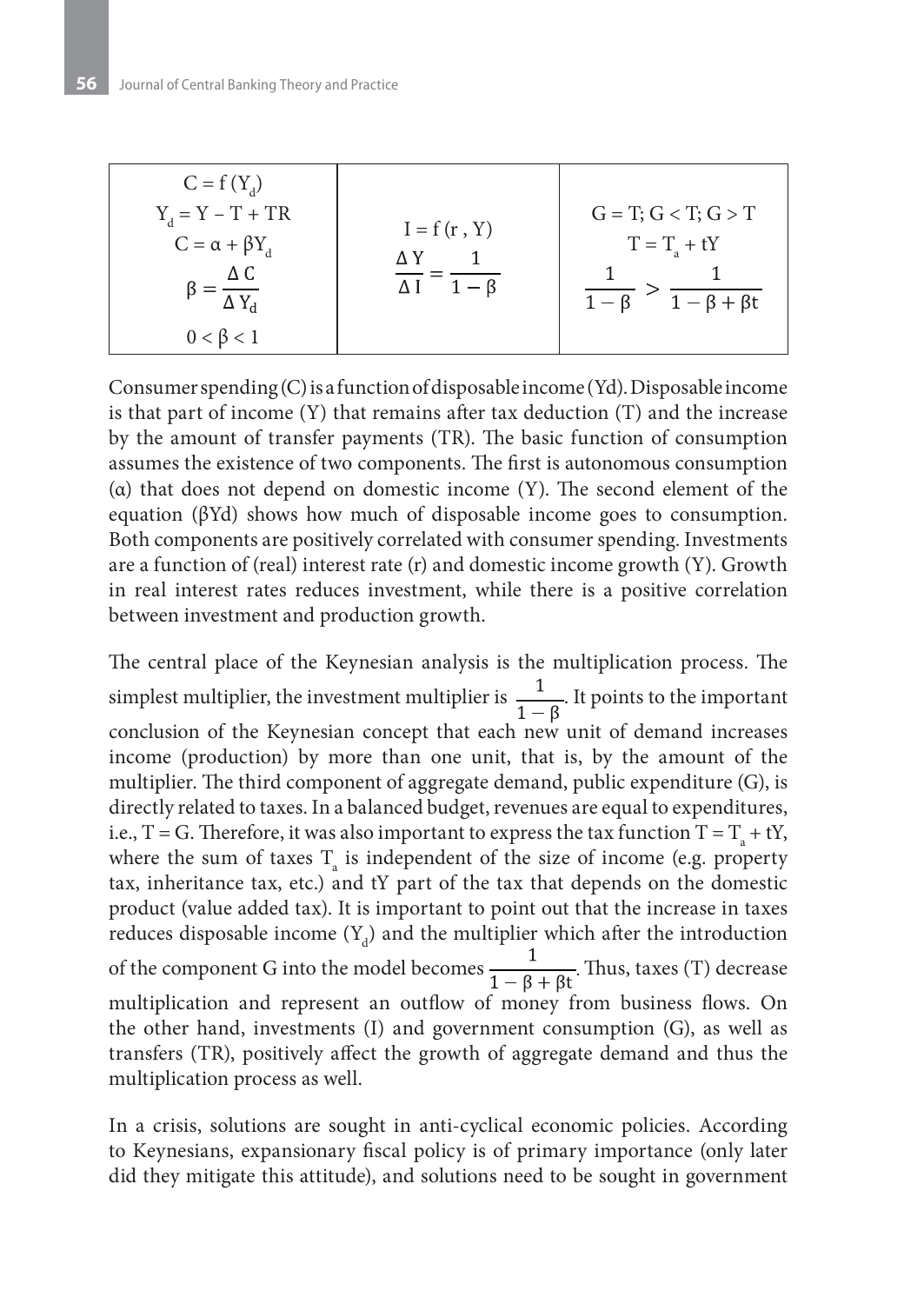| $C = f(Y_d)$<br>$Y_d = Y - T + TR$<br>$C = \alpha + \beta Y_d$<br>$\beta = \frac{\Delta C}{\Delta Y_d}$<br>$0 < \beta < 1$ | $I = f(r, Y)$<br>$\frac{\Delta Y}{\Delta I} = \frac{1}{1-\beta}$ | $G = T; G < T; G > T$<br>$T = T_a + tY$<br>$\frac{1}{1-\beta} > \frac{1}{1-\beta+\beta t}$ |
|---|---|---|

Consumer spending (C) is a function of disposable income (Yd). Disposable income is that part of income (Y) that remains after tax deduction (T) and the increase by the amount of transfer payments (TR). The basic function of consumption assumes the existence of two components. The first is autonomous consumption (α) that does not depend on domestic income (Y). The second element of the equation (βYd) shows how much of disposable income goes to consumption. Both components are positively correlated with consumer spending. Investments are a function of (real) interest rate (r) and domestic income growth (Y). Growth in real interest rates reduces investment, while there is a positive correlation between investment and production growth.

The central place of the Keynesian analysis is the multiplication process. The simplest multiplier, the investment multiplier is $\frac{1}{1-\beta}$. It points to the important conclusion of the Keynesian concept that each new unit of demand increases income (production) by more than one unit, that is, by the amount of the multiplier. The third component of aggregate demand, public expenditure (G), is directly related to taxes. In a balanced budget, revenues are equal to expenditures, i.e., T = G. Therefore, it was also important to express the tax function $T = T_a + tY$, where the sum of taxes $T_a$ is independent of the size of income (e.g. property tax, inheritance tax, etc.) and tY part of the tax that depends on the domestic product (value added tax). It is important to point out that the increase in taxes reduces disposable income ($Y_d$) and the multiplier which after the introduction of the component G into the model becomes $\frac{1}{1-\beta+\beta t}$. Thus, taxes (T) decrease multiplication and represent an outflow of money from business flows. On the other hand, investments (I) and government consumption (G), as well as transfers (TR), positively affect the growth of aggregate demand and thus the multiplication process as well.

In a crisis, solutions are sought in anti-cyclical economic policies. According to Keynesians, expansionary fiscal policy is of primary importance (only later did they mitigate this attitude), and solutions need to be sought in government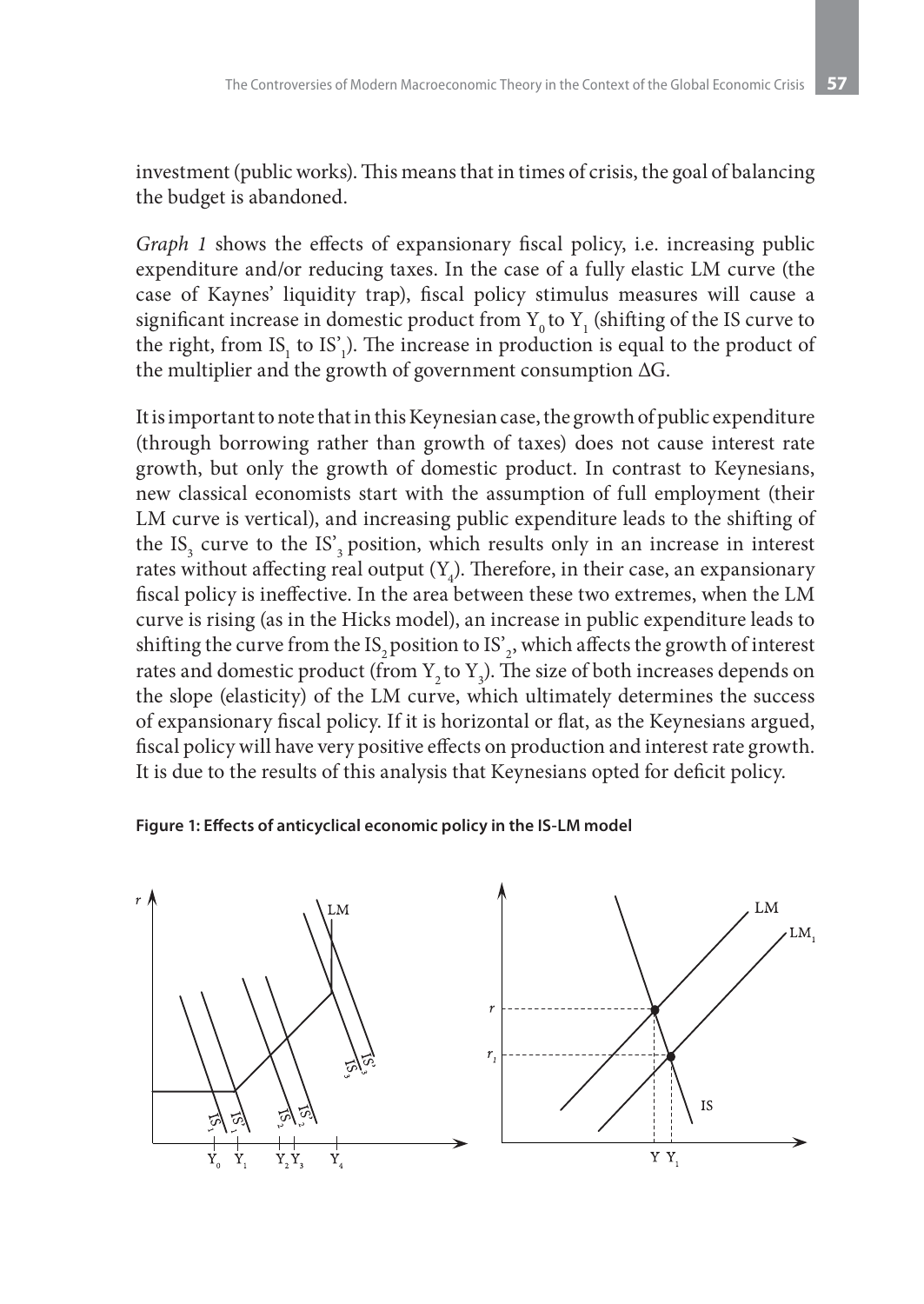investment (public works). This means that in times of crisis, the goal of balancing the budget is abandoned.

*Graph 1* shows the effects of expansionary fiscal policy, i.e. increasing public expenditure and/or reducing taxes. In the case of a fully elastic LM curve (the case of Kaynes' liquidity trap), fiscal policy stimulus measures will cause a significant increase in domestic product from $Y_0$ to $Y_1$ (shifting of the IS curve to the right, from $IS_1$ to $IS'_1$). The increase in production is equal to the product of the multiplier and the growth of government consumption ΔG.

It is important to note that in this Keynesian case, the growth of public expenditure (through borrowing rather than growth of taxes) does not cause interest rate growth, but only the growth of domestic product. In contrast to Keynesians, new classical economists start with the assumption of full employment (their LM curve is vertical), and increasing public expenditure leads to the shifting of the $IS_3$ curve to the $IS'_3$ position, which results only in an increase in interest rates without affecting real output ($Y_4$). Therefore, in their case, an expansionary fiscal policy is ineffective. In the area between these two extremes, when the LM curve is rising (as in the Hicks model), an increase in public expenditure leads to shifting the curve from the $IS_2$ position to $IS'_2$, which affects the growth of interest rates and domestic product (from $Y_2$ to $Y_3$). The size of both increases depends on the slope (elasticity) of the LM curve, which ultimately determines the success of expansionary fiscal policy. If it is horizontal or flat, as the Keynesians argued, fiscal policy will have very positive effects on production and interest rate growth. It is due to the results of this analysis that Keynesians opted for deficit policy.

**Figure 1: Effects of anticyclical economic policy in the IS-LM model**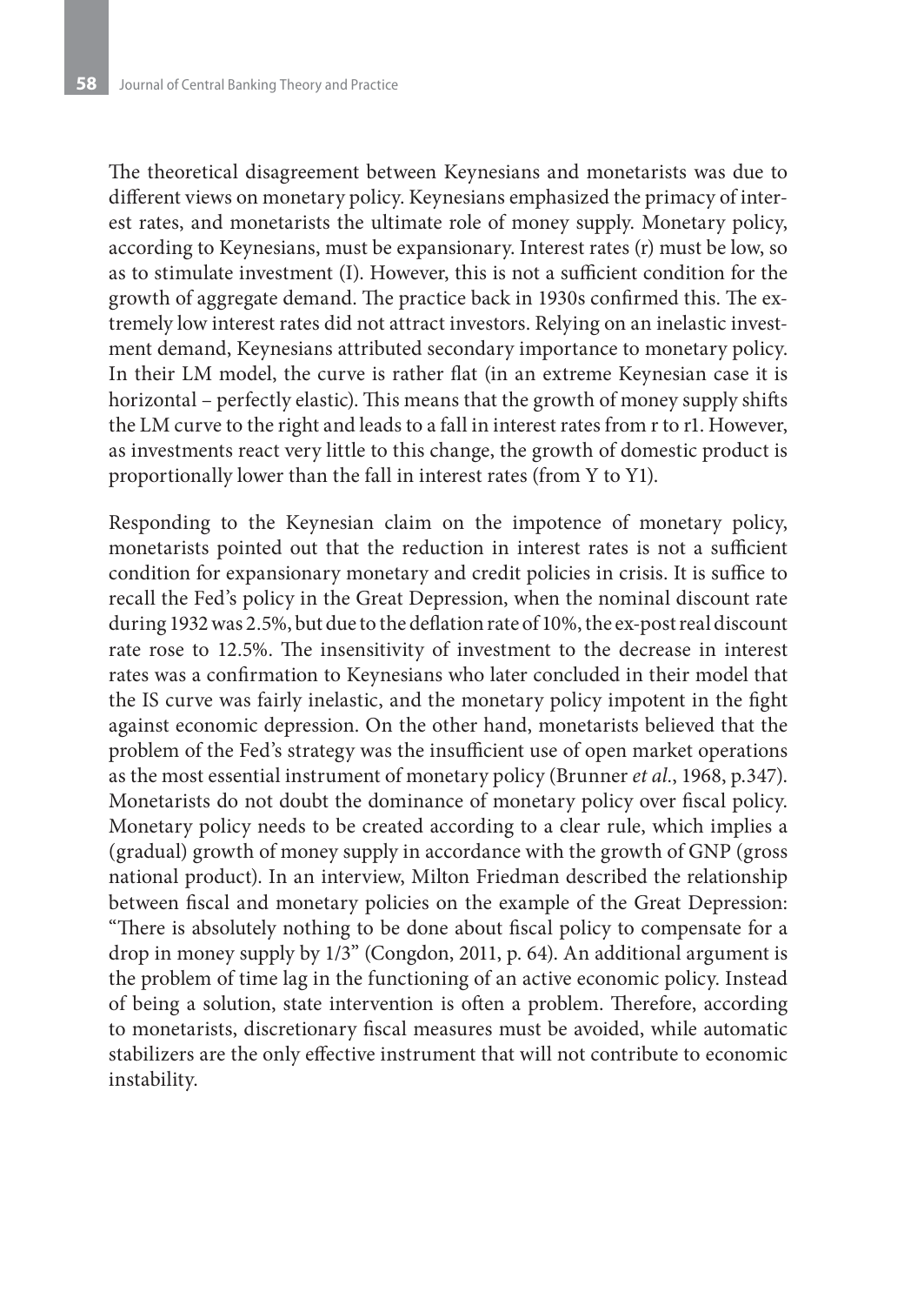The theoretical disagreement between Keynesians and monetarists was due to different views on monetary policy. Keynesians emphasized the primacy of interest rates, and monetarists the ultimate role of money supply. Monetary policy, according to Keynesians, must be expansionary. Interest rates (r) must be low, so as to stimulate investment (I). However, this is not a sufficient condition for the growth of aggregate demand. The practice back in 1930s confirmed this. The extremely low interest rates did not attract investors. Relying on an inelastic investment demand, Keynesians attributed secondary importance to monetary policy. In their LM model, the curve is rather flat (in an extreme Keynesian case it is horizontal – perfectly elastic). This means that the growth of money supply shifts the LM curve to the right and leads to a fall in interest rates from r to r1. However, as investments react very little to this change, the growth of domestic product is proportionally lower than the fall in interest rates (from Y to Y1).

Responding to the Keynesian claim on the impotence of monetary policy, monetarists pointed out that the reduction in interest rates is not a sufficient condition for expansionary monetary and credit policies in crisis. It is suffice to recall the Fed's policy in the Great Depression, when the nominal discount rate during 1932 was 2.5%, but due to the deflation rate of 10%, the ex-post real discount rate rose to 12.5%. The insensitivity of investment to the decrease in interest rates was a confirmation to Keynesians who later concluded in their model that the IS curve was fairly inelastic, and the monetary policy impotent in the fight against economic depression. On the other hand, monetarists believed that the problem of the Fed's strategy was the insufficient use of open market operations as the most essential instrument of monetary policy (Brunner *et al.*, 1968, p.347). Monetarists do not doubt the dominance of monetary policy over fiscal policy. Monetary policy needs to be created according to a clear rule, which implies a (gradual) growth of money supply in accordance with the growth of GNP (gross national product). In an interview, Milton Friedman described the relationship between fiscal and monetary policies on the example of the Great Depression: "There is absolutely nothing to be done about fiscal policy to compensate for a drop in money supply by 1/3" (Congdon, 2011, p. 64). An additional argument is the problem of time lag in the functioning of an active economic policy. Instead of being a solution, state intervention is often a problem. Therefore, according to monetarists, discretionary fiscal measures must be avoided, while automatic stabilizers are the only effective instrument that will not contribute to economic instability.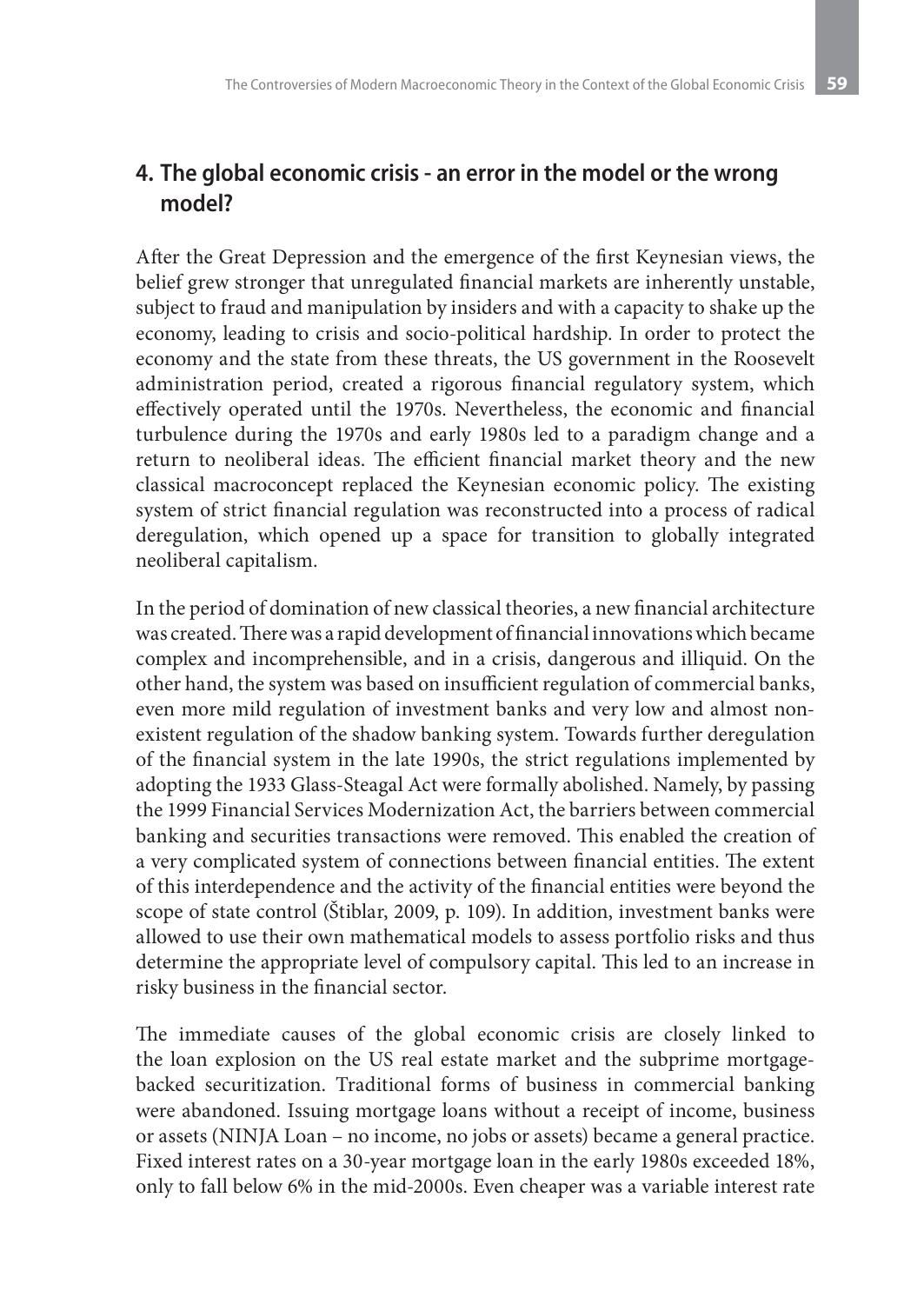## 4. The global economic crisis - an error in the model or the wrong model?

After the Great Depression and the emergence of the first Keynesian views, the belief grew stronger that unregulated financial markets are inherently unstable, subject to fraud and manipulation by insiders and with a capacity to shake up the economy, leading to crisis and socio-political hardship. In order to protect the economy and the state from these threats, the US government in the Roosevelt administration period, created a rigorous financial regulatory system, which effectively operated until the 1970s. Nevertheless, the economic and financial turbulence during the 1970s and early 1980s led to a paradigm change and a return to neoliberal ideas. The efficient financial market theory and the new classical macroconcept replaced the Keynesian economic policy. The existing system of strict financial regulation was reconstructed into a process of radical deregulation, which opened up a space for transition to globally integrated neoliberal capitalism.

In the period of domination of new classical theories, a new financial architecture was created. There was a rapid development of financial innovations which became complex and incomprehensible, and in a crisis, dangerous and illiquid. On the other hand, the system was based on insufficient regulation of commercial banks, even more mild regulation of investment banks and very low and almost non-existent regulation of the shadow banking system. Towards further deregulation of the financial system in the late 1990s, the strict regulations implemented by adopting the 1933 Glass-Steagal Act were formally abolished. Namely, by passing the 1999 Financial Services Modernization Act, the barriers between commercial banking and securities transactions were removed. This enabled the creation of a very complicated system of connections between financial entities. The extent of this interdependence and the activity of the financial entities were beyond the scope of state control (Štiblar, 2009, p. 109). In addition, investment banks were allowed to use their own mathematical models to assess portfolio risks and thus determine the appropriate level of compulsory capital. This led to an increase in risky business in the financial sector.

The immediate causes of the global economic crisis are closely linked to the loan explosion on the US real estate market and the subprime mortgage-backed securitization. Traditional forms of business in commercial banking were abandoned. Issuing mortgage loans without a receipt of income, business or assets (NINJA Loan – no income, no jobs or assets) became a general practice. Fixed interest rates on a 30-year mortgage loan in the early 1980s exceeded 18%, only to fall below 6% in the mid-2000s. Even cheaper was a variable interest rate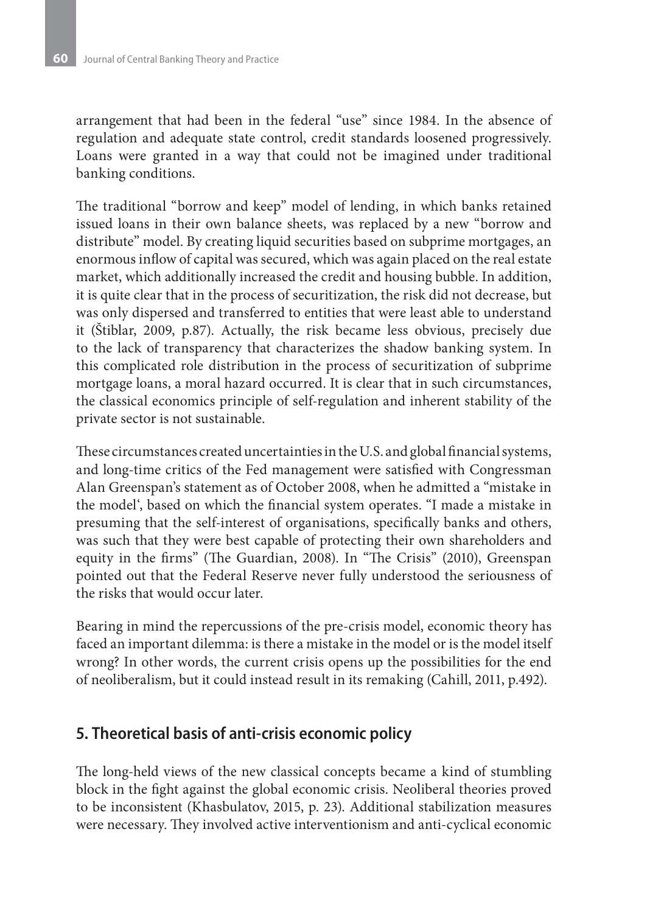arrangement that had been in the federal "use" since 1984. In the absence of regulation and adequate state control, credit standards loosened progressively. Loans were granted in a way that could not be imagined under traditional banking conditions.

The traditional "borrow and keep" model of lending, in which banks retained issued loans in their own balance sheets, was replaced by a new "borrow and distribute" model. By creating liquid securities based on subprime mortgages, an enormous inflow of capital was secured, which was again placed on the real estate market, which additionally increased the credit and housing bubble. In addition, it is quite clear that in the process of securitization, the risk did not decrease, but was only dispersed and transferred to entities that were least able to understand it (Štiblar, 2009, p.87). Actually, the risk became less obvious, precisely due to the lack of transparency that characterizes the shadow banking system. In this complicated role distribution in the process of securitization of subprime mortgage loans, a moral hazard occurred. It is clear that in such circumstances, the classical economics principle of self-regulation and inherent stability of the private sector is not sustainable.

These circumstances created uncertainties in the U.S. and global financial systems, and long-time critics of the Fed management were satisfied with Congressman Alan Greenspan's statement as of October 2008, when he admitted a "mistake in the model', based on which the financial system operates. "I made a mistake in presuming that the self-interest of organisations, specifically banks and others, was such that they were best capable of protecting their own shareholders and equity in the firms" (The Guardian, 2008). In "The Crisis" (2010), Greenspan pointed out that the Federal Reserve never fully understood the seriousness of the risks that would occur later.

Bearing in mind the repercussions of the pre-crisis model, economic theory has faced an important dilemma: is there a mistake in the model or is the model itself wrong? In other words, the current crisis opens up the possibilities for the end of neoliberalism, but it could instead result in its remaking (Cahill, 2011, p.492).

## 5. Theoretical basis of anti-crisis economic policy

The long-held views of the new classical concepts became a kind of stumbling block in the fight against the global economic crisis. Neoliberal theories proved to be inconsistent (Khasbulatov, 2015, p. 23). Additional stabilization measures were necessary. They involved active interventionism and anti-cyclical economic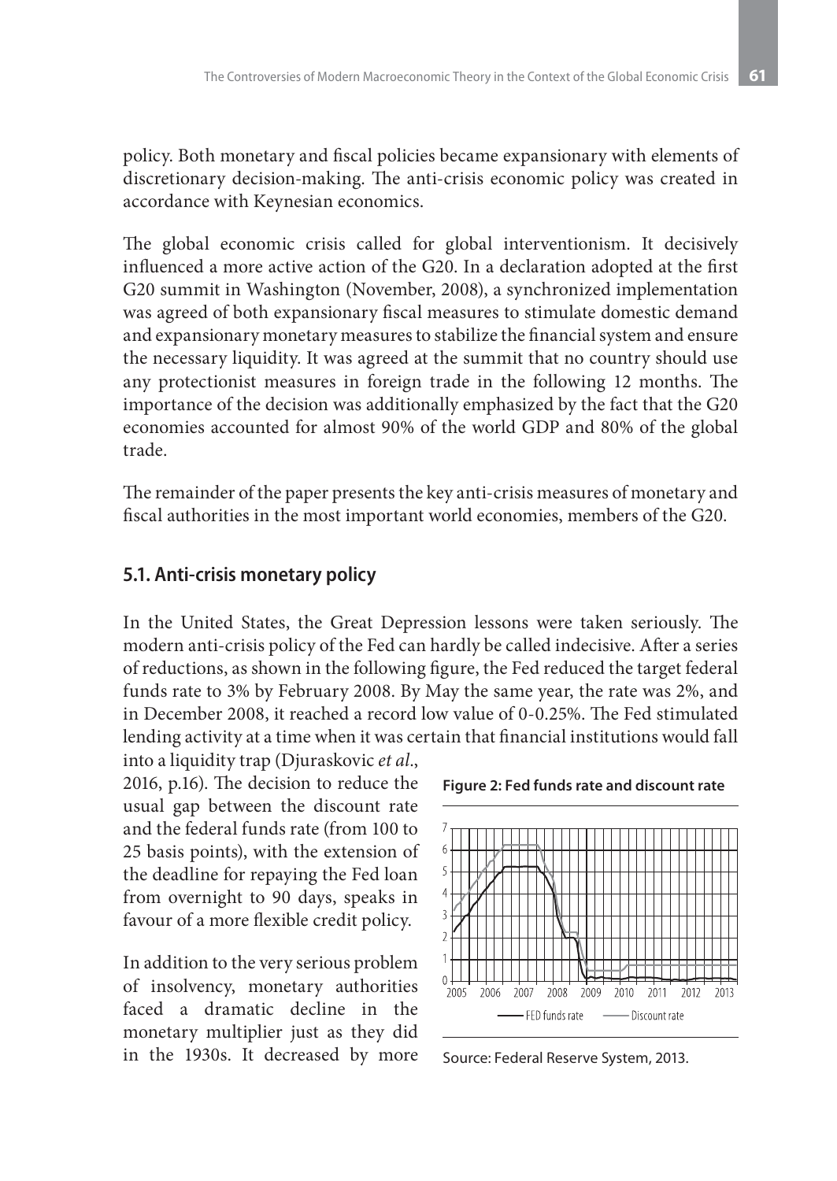policy. Both monetary and fiscal policies became expansionary with elements of discretionary decision-making. The anti-crisis economic policy was created in accordance with Keynesian economics.

The global economic crisis called for global interventionism. It decisively influenced a more active action of the G20. In a declaration adopted at the first G20 summit in Washington (November, 2008), a synchronized implementation was agreed of both expansionary fiscal measures to stimulate domestic demand and expansionary monetary measures to stabilize the financial system and ensure the necessary liquidity. It was agreed at the summit that no country should use any protectionist measures in foreign trade in the following 12 months. The importance of the decision was additionally emphasized by the fact that the G20 economies accounted for almost 90% of the world GDP and 80% of the global trade.

The remainder of the paper presents the key anti-crisis measures of monetary and fiscal authorities in the most important world economies, members of the G20.

### 5.1. Anti-crisis monetary policy

In the United States, the Great Depression lessons were taken seriously. The modern anti-crisis policy of the Fed can hardly be called indecisive. After a series of reductions, as shown in the following figure, the Fed reduced the target federal funds rate to 3% by February 2008. By May the same year, the rate was 2%, and in December 2008, it reached a record low value of 0-0.25%. The Fed stimulated lending activity at a time when it was certain that financial institutions would fall into a liquidity trap (Djuraskovic *et al*., 2016, p.16). The decision to reduce the usual gap between the discount rate and the federal funds rate (from 100 to 25 basis points), with the extension of the deadline for repaying the Fed loan from overnight to 90 days, speaks in favour of a more flexible credit policy.

**Figure 2: Fed funds rate and discount rate**

Source: Federal Reserve System, 2013.

In addition to the very serious problem of insolvency, monetary authorities faced a dramatic decline in the monetary multiplier just as they did in the 1930s. It decreased by more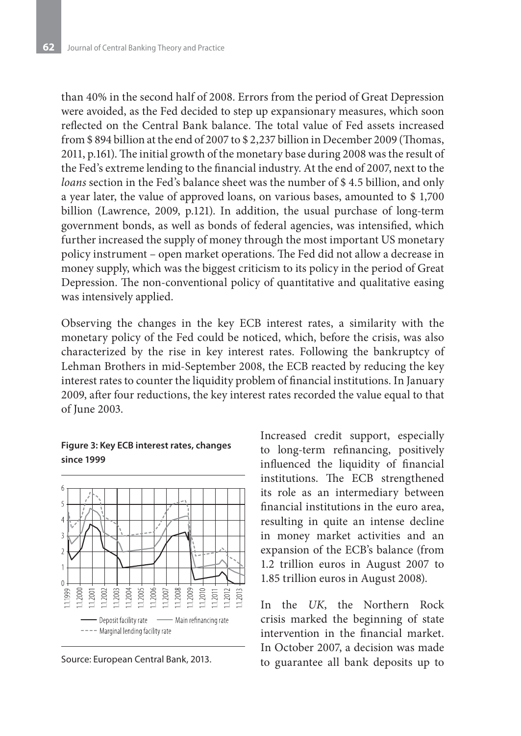than 40% in the second half of 2008. Errors from the period of Great Depression were avoided, as the Fed decided to step up expansionary measures, which soon reflected on the Central Bank balance. The total value of Fed assets increased from $ 894 billion at the end of 2007 to $ 2,237 billion in December 2009 (Thomas, 2011, p.161). The initial growth of the monetary base during 2008 was the result of the Fed's extreme lending to the financial industry. At the end of 2007, next to the *loans* section in the Fed's balance sheet was the number of $ 4.5 billion, and only a year later, the value of approved loans, on various bases, amounted to $ 1,700 billion (Lawrence, 2009, p.121). In addition, the usual purchase of long-term government bonds, as well as bonds of federal agencies, was intensified, which further increased the supply of money through the most important US monetary policy instrument – open market operations. The Fed did not allow a decrease in money supply, which was the biggest criticism to its policy in the period of Great Depression. The non-conventional policy of quantitative and qualitative easing was intensively applied.

Observing the changes in the key ECB interest rates, a similarity with the monetary policy of the Fed could be noticed, which, before the crisis, was also characterized by the rise in key interest rates. Following the bankruptcy of Lehman Brothers in mid-September 2008, the ECB reacted by reducing the key interest rates to counter the liquidity problem of financial institutions. In January 2009, after four reductions, the key interest rates recorded the value equal to that of June 2003.

**Figure 3: Key ECB interest rates, changes since 1999**

Source: European Central Bank, 2013.

Increased credit support, especially to long-term refinancing, positively influenced the liquidity of financial institutions. The ECB strengthened its role as an intermediary between financial institutions in the euro area, resulting in quite an intense decline in money market activities and an expansion of the ECB's balance (from 1.2 trillion euros in August 2007 to 1.85 trillion euros in August 2008).

In the *UK*, the Northern Rock crisis marked the beginning of state intervention in the financial market. In October 2007, a decision was made to guarantee all bank deposits up to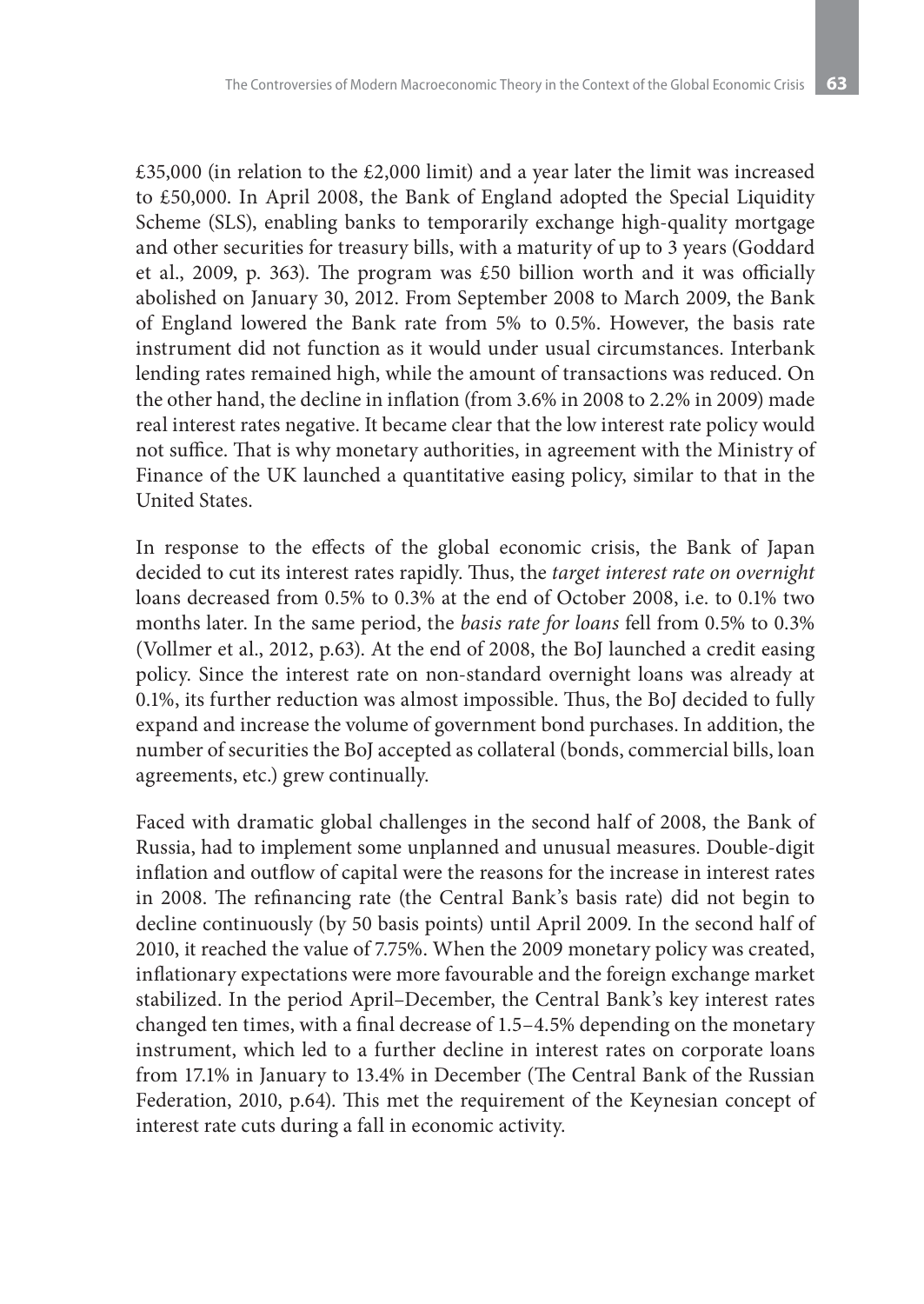£35,000 (in relation to the £2,000 limit) and a year later the limit was increased to £50,000. In April 2008, the Bank of England adopted the Special Liquidity Scheme (SLS), enabling banks to temporarily exchange high-quality mortgage and other securities for treasury bills, with a maturity of up to 3 years (Goddard et al., 2009, p. 363). The program was £50 billion worth and it was officially abolished on January 30, 2012. From September 2008 to March 2009, the Bank of England lowered the Bank rate from 5% to 0.5%. However, the basis rate instrument did not function as it would under usual circumstances. Interbank lending rates remained high, while the amount of transactions was reduced. On the other hand, the decline in inflation (from 3.6% in 2008 to 2.2% in 2009) made real interest rates negative. It became clear that the low interest rate policy would not suffice. That is why monetary authorities, in agreement with the Ministry of Finance of the UK launched a quantitative easing policy, similar to that in the United States.

In response to the effects of the global economic crisis, the Bank of Japan decided to cut its interest rates rapidly. Thus, the *target interest rate on overnight* loans decreased from 0.5% to 0.3% at the end of October 2008, i.e. to 0.1% two months later. In the same period, the *basis rate for loans* fell from 0.5% to 0.3% (Vollmer et al., 2012, p.63). At the end of 2008, the BoJ launched a credit easing policy. Since the interest rate on non-standard overnight loans was already at 0.1%, its further reduction was almost impossible. Thus, the BoJ decided to fully expand and increase the volume of government bond purchases. In addition, the number of securities the BoJ accepted as collateral (bonds, commercial bills, loan agreements, etc.) grew continually.

Faced with dramatic global challenges in the second half of 2008, the Bank of Russia, had to implement some unplanned and unusual measures. Double-digit inflation and outflow of capital were the reasons for the increase in interest rates in 2008. The refinancing rate (the Central Bank's basis rate) did not begin to decline continuously (by 50 basis points) until April 2009. In the second half of 2010, it reached the value of 7.75%. When the 2009 monetary policy was created, inflationary expectations were more favourable and the foreign exchange market stabilized. In the period April–December, the Central Bank's key interest rates changed ten times, with a final decrease of 1.5–4.5% depending on the monetary instrument, which led to a further decline in interest rates on corporate loans from 17.1% in January to 13.4% in December (The Central Bank of the Russian Federation, 2010, p.64). This met the requirement of the Keynesian concept of interest rate cuts during a fall in economic activity.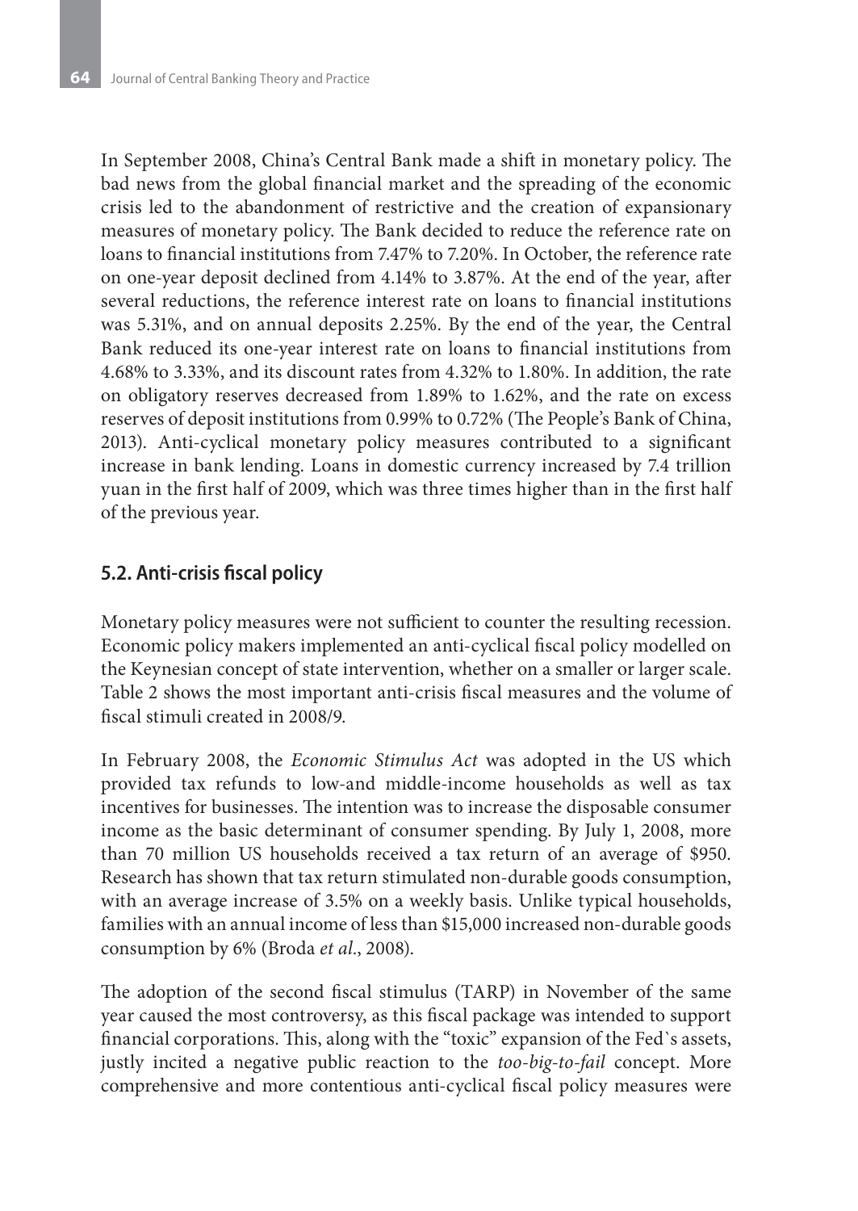In September 2008, China's Central Bank made a shift in monetary policy. The bad news from the global financial market and the spreading of the economic crisis led to the abandonment of restrictive and the creation of expansionary measures of monetary policy. The Bank decided to reduce the reference rate on loans to financial institutions from 7.47% to 7.20%. In October, the reference rate on one-year deposit declined from 4.14% to 3.87%. At the end of the year, after several reductions, the reference interest rate on loans to financial institutions was 5.31%, and on annual deposits 2.25%. By the end of the year, the Central Bank reduced its one-year interest rate on loans to financial institutions from 4.68% to 3.33%, and its discount rates from 4.32% to 1.80%. In addition, the rate on obligatory reserves decreased from 1.89% to 1.62%, and the rate on excess reserves of deposit institutions from 0.99% to 0.72% (The People's Bank of China, 2013). Anti-cyclical monetary policy measures contributed to a significant increase in bank lending. Loans in domestic currency increased by 7.4 trillion yuan in the first half of 2009, which was three times higher than in the first half of the previous year.

## 5.2. Anti-crisis fiscal policy

Monetary policy measures were not sufficient to counter the resulting recession. Economic policy makers implemented an anti-cyclical fiscal policy modelled on the Keynesian concept of state intervention, whether on a smaller or larger scale. Table 2 shows the most important anti-crisis fiscal measures and the volume of fiscal stimuli created in 2008/9.

In February 2008, the *Economic Stimulus Act* was adopted in the US which provided tax refunds to low-and middle-income households as well as tax incentives for businesses. The intention was to increase the disposable consumer income as the basic determinant of consumer spending. By July 1, 2008, more than 70 million US households received a tax return of an average of $950. Research has shown that tax return stimulated non-durable goods consumption, with an average increase of 3.5% on a weekly basis. Unlike typical households, families with an annual income of less than $15,000 increased non-durable goods consumption by 6% (Broda *et al.*, 2008).

The adoption of the second fiscal stimulus (TARP) in November of the same year caused the most controversy, as this fiscal package was intended to support financial corporations. This, along with the "toxic" expansion of the Fed`s assets, justly incited a negative public reaction to the *too-big-to-fail* concept. More comprehensive and more contentious anti-cyclical fiscal policy measures were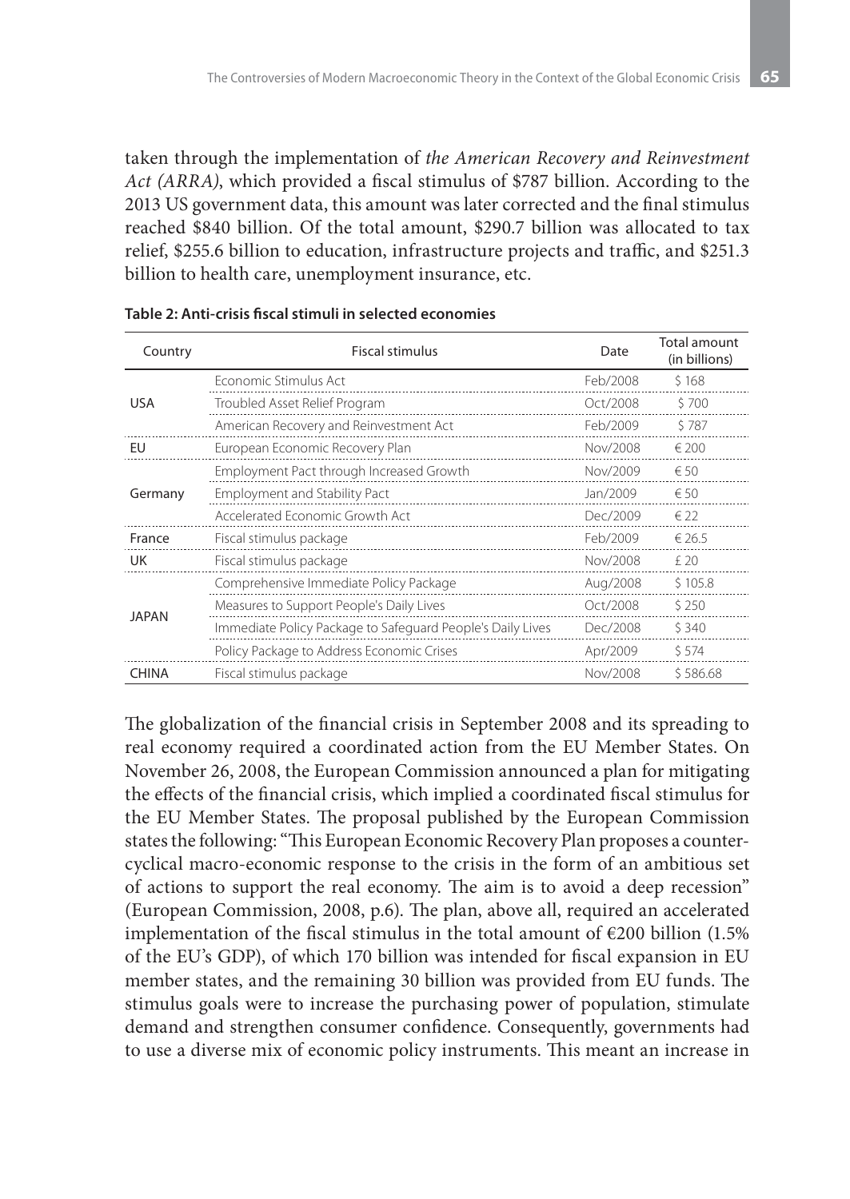taken through the implementation of *the American Recovery and Reinvestment Act (ARRA)*, which provided a fiscal stimulus of \$787 billion. According to the 2013 US government data, this amount was later corrected and the final stimulus reached \$840 billion. Of the total amount, \$290.7 billion was allocated to tax relief, \$255.6 billion to education, infrastructure projects and traffic, and \$251.3 billion to health care, unemployment insurance, etc.

**Table 2: Anti-crisis fiscal stimuli in selected economies**

| Country | Fiscal stimulus | Date | Total amount (in billions) |
|---|---|---|---|
| USA | Economic Stimulus Act | Feb/2008 | \$ 168 |
| | Troubled Asset Relief Program | Oct/2008 | \$ 700 |
| | American Recovery and Reinvestment Act | Feb/2009 | \$ 787 |
| EU | European Economic Recovery Plan | Nov/2008 | € 200 |
| Germany | Employment Pact through Increased Growth | Nov/2009 | € 50 |
| | Employment and Stability Pact | Jan/2009 | € 50 |
| | Accelerated Economic Growth Act | Dec/2009 | € 22 |
| France | Fiscal stimulus package | Feb/2009 | € 26.5 |
| UK | Fiscal stimulus package | Nov/2008 | £ 20 |
| JAPAN | Comprehensive Immediate Policy Package | Aug/2008 | \$ 105.8 |
| | Measures to Support People's Daily Lives | Oct/2008 | \$ 250 |
| | Immediate Policy Package to Safeguard People's Daily Lives | Dec/2008 | \$ 340 |
| | Policy Package to Address Economic Crises | Apr/2009 | \$ 574 |
| CHINA | Fiscal stimulus package | Nov/2008 | \$ 586.68 |

The globalization of the financial crisis in September 2008 and its spreading to real economy required a coordinated action from the EU Member States. On November 26, 2008, the European Commission announced a plan for mitigating the effects of the financial crisis, which implied a coordinated fiscal stimulus for the EU Member States. The proposal published by the European Commission states the following: "This European Economic Recovery Plan proposes a counter-cyclical macro-economic response to the crisis in the form of an ambitious set of actions to support the real economy. The aim is to avoid a deep recession" (European Commission, 2008, p.6). The plan, above all, required an accelerated implementation of the fiscal stimulus in the total amount of €200 billion (1.5% of the EU's GDP), of which 170 billion was intended for fiscal expansion in EU member states, and the remaining 30 billion was provided from EU funds. The stimulus goals were to increase the purchasing power of population, stimulate demand and strengthen consumer confidence. Consequently, governments had to use a diverse mix of economic policy instruments. This meant an increase in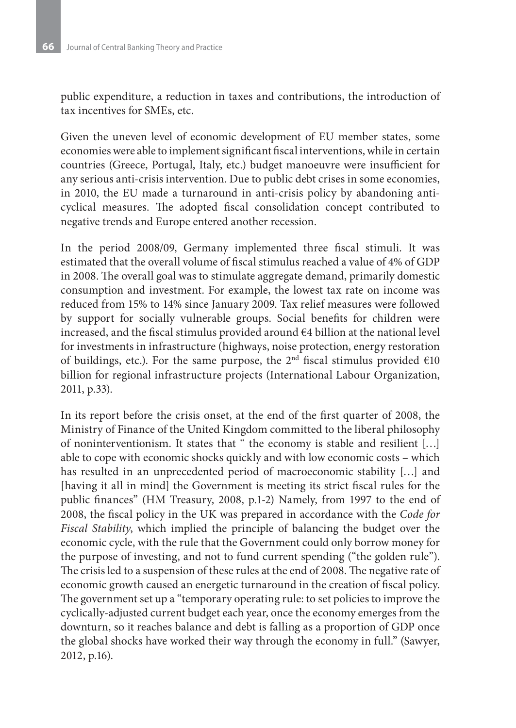public expenditure, a reduction in taxes and contributions, the introduction of tax incentives for SMEs, etc.

Given the uneven level of economic development of EU member states, some economies were able to implement significant fiscal interventions, while in certain countries (Greece, Portugal, Italy, etc.) budget manoeuvre were insufficient for any serious anti-crisis intervention. Due to public debt crises in some economies, in 2010, the EU made a turnaround in anti-crisis policy by abandoning anti-cyclical measures. The adopted fiscal consolidation concept contributed to negative trends and Europe entered another recession.

In the period 2008/09, Germany implemented three fiscal stimuli. It was estimated that the overall volume of fiscal stimulus reached a value of 4% of GDP in 2008. The overall goal was to stimulate aggregate demand, primarily domestic consumption and investment. For example, the lowest tax rate on income was reduced from 15% to 14% since January 2009. Tax relief measures were followed by support for socially vulnerable groups. Social benefits for children were increased, and the fiscal stimulus provided around €4 billion at the national level for investments in infrastructure (highways, noise protection, energy restoration of buildings, etc.). For the same purpose, the 2nd fiscal stimulus provided €10 billion for regional infrastructure projects (International Labour Organization, 2011, p.33).

In its report before the crisis onset, at the end of the first quarter of 2008, the Ministry of Finance of the United Kingdom committed to the liberal philosophy of noninterventionism. It states that " the economy is stable and resilient […] able to cope with economic shocks quickly and with low economic costs – which has resulted in an unprecedented period of macroeconomic stability […] and [having it all in mind] the Government is meeting its strict fiscal rules for the public finances" (HM Treasury, 2008, p.1-2) Namely, from 1997 to the end of 2008, the fiscal policy in the UK was prepared in accordance with the *Code for Fiscal Stability*, which implied the principle of balancing the budget over the economic cycle, with the rule that the Government could only borrow money for the purpose of investing, and not to fund current spending ("the golden rule"). The crisis led to a suspension of these rules at the end of 2008. The negative rate of economic growth caused an energetic turnaround in the creation of fiscal policy. The government set up a "temporary operating rule: to set policies to improve the cyclically-adjusted current budget each year, once the economy emerges from the downturn, so it reaches balance and debt is falling as a proportion of GDP once the global shocks have worked their way through the economy in full." (Sawyer, 2012, p.16).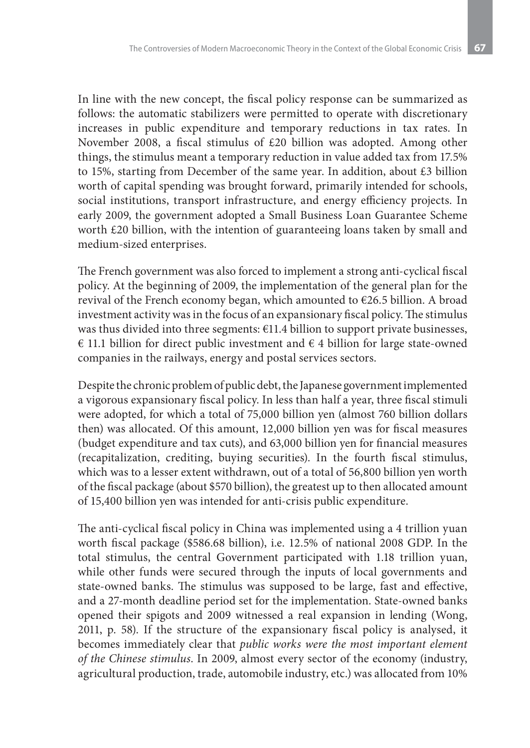In line with the new concept, the fiscal policy response can be summarized as follows: the automatic stabilizers were permitted to operate with discretionary increases in public expenditure and temporary reductions in tax rates. In November 2008, a fiscal stimulus of £20 billion was adopted. Among other things, the stimulus meant a temporary reduction in value added tax from 17.5% to 15%, starting from December of the same year. In addition, about £3 billion worth of capital spending was brought forward, primarily intended for schools, social institutions, transport infrastructure, and energy efficiency projects. In early 2009, the government adopted a Small Business Loan Guarantee Scheme worth £20 billion, with the intention of guaranteeing loans taken by small and medium-sized enterprises.

The French government was also forced to implement a strong anti-cyclical fiscal policy. At the beginning of 2009, the implementation of the general plan for the revival of the French economy began, which amounted to €26.5 billion. A broad investment activity was in the focus of an expansionary fiscal policy. The stimulus was thus divided into three segments: €11.4 billion to support private businesses, € 11.1 billion for direct public investment and € 4 billion for large state-owned companies in the railways, energy and postal services sectors.

Despite the chronic problem of public debt, the Japanese government implemented a vigorous expansionary fiscal policy. In less than half a year, three fiscal stimuli were adopted, for which a total of 75,000 billion yen (almost 760 billion dollars then) was allocated. Of this amount, 12,000 billion yen was for fiscal measures (budget expenditure and tax cuts), and 63,000 billion yen for financial measures (recapitalization, crediting, buying securities). In the fourth fiscal stimulus, which was to a lesser extent withdrawn, out of a total of 56,800 billion yen worth of the fiscal package (about $570 billion), the greatest up to then allocated amount of 15,400 billion yen was intended for anti-crisis public expenditure.

The anti-cyclical fiscal policy in China was implemented using a 4 trillion yuan worth fiscal package ($586.68 billion), i.e. 12.5% of national 2008 GDP. In the total stimulus, the central Government participated with 1.18 trillion yuan, while other funds were secured through the inputs of local governments and state-owned banks. The stimulus was supposed to be large, fast and effective, and a 27-month deadline period set for the implementation. State-owned banks opened their spigots and 2009 witnessed a real expansion in lending (Wong, 2011, p. 58). If the structure of the expansionary fiscal policy is analysed, it becomes immediately clear that *public works were the most important element of the Chinese stimulus*. In 2009, almost every sector of the economy (industry, agricultural production, trade, automobile industry, etc.) was allocated from 10%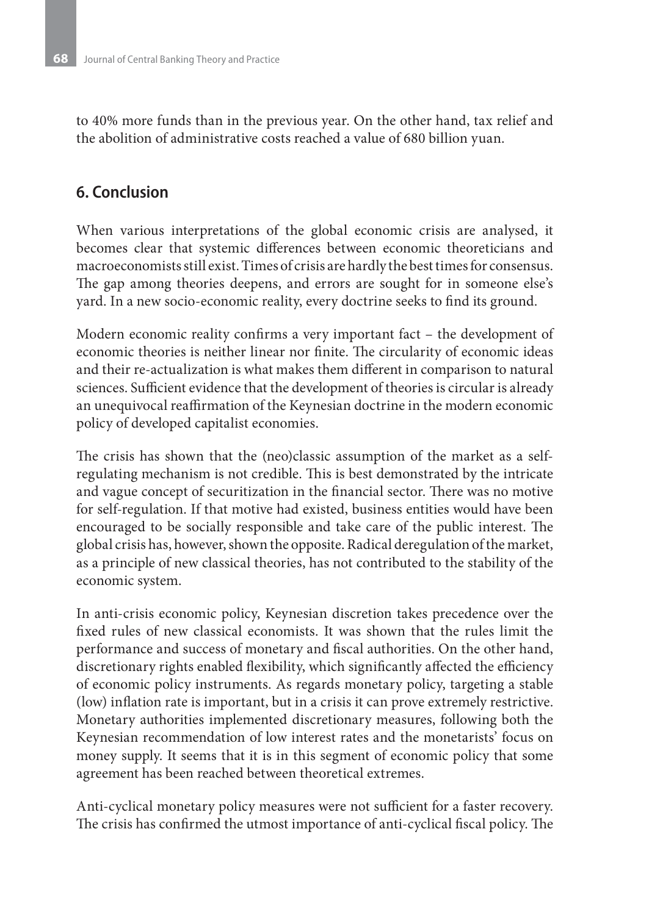to 40% more funds than in the previous year. On the other hand, tax relief and the abolition of administrative costs reached a value of 680 billion yuan.

## 6. Conclusion

When various interpretations of the global economic crisis are analysed, it becomes clear that systemic differences between economic theoreticians and macroeconomists still exist. Times of crisis are hardly the best times for consensus. The gap among theories deepens, and errors are sought for in someone else's yard. In a new socio-economic reality, every doctrine seeks to find its ground.

Modern economic reality confirms a very important fact – the development of economic theories is neither linear nor finite. The circularity of economic ideas and their re-actualization is what makes them different in comparison to natural sciences. Sufficient evidence that the development of theories is circular is already an unequivocal reaffirmation of the Keynesian doctrine in the modern economic policy of developed capitalist economies.

The crisis has shown that the (neo)classic assumption of the market as a self-regulating mechanism is not credible. This is best demonstrated by the intricate and vague concept of securitization in the financial sector. There was no motive for self-regulation. If that motive had existed, business entities would have been encouraged to be socially responsible and take care of the public interest. The global crisis has, however, shown the opposite. Radical deregulation of the market, as a principle of new classical theories, has not contributed to the stability of the economic system.

In anti-crisis economic policy, Keynesian discretion takes precedence over the fixed rules of new classical economists. It was shown that the rules limit the performance and success of monetary and fiscal authorities. On the other hand, discretionary rights enabled flexibility, which significantly affected the efficiency of economic policy instruments. As regards monetary policy, targeting a stable (low) inflation rate is important, but in a crisis it can prove extremely restrictive. Monetary authorities implemented discretionary measures, following both the Keynesian recommendation of low interest rates and the monetarists' focus on money supply. It seems that it is in this segment of economic policy that some agreement has been reached between theoretical extremes.

Anti-cyclical monetary policy measures were not sufficient for a faster recovery. The crisis has confirmed the utmost importance of anti-cyclical fiscal policy. The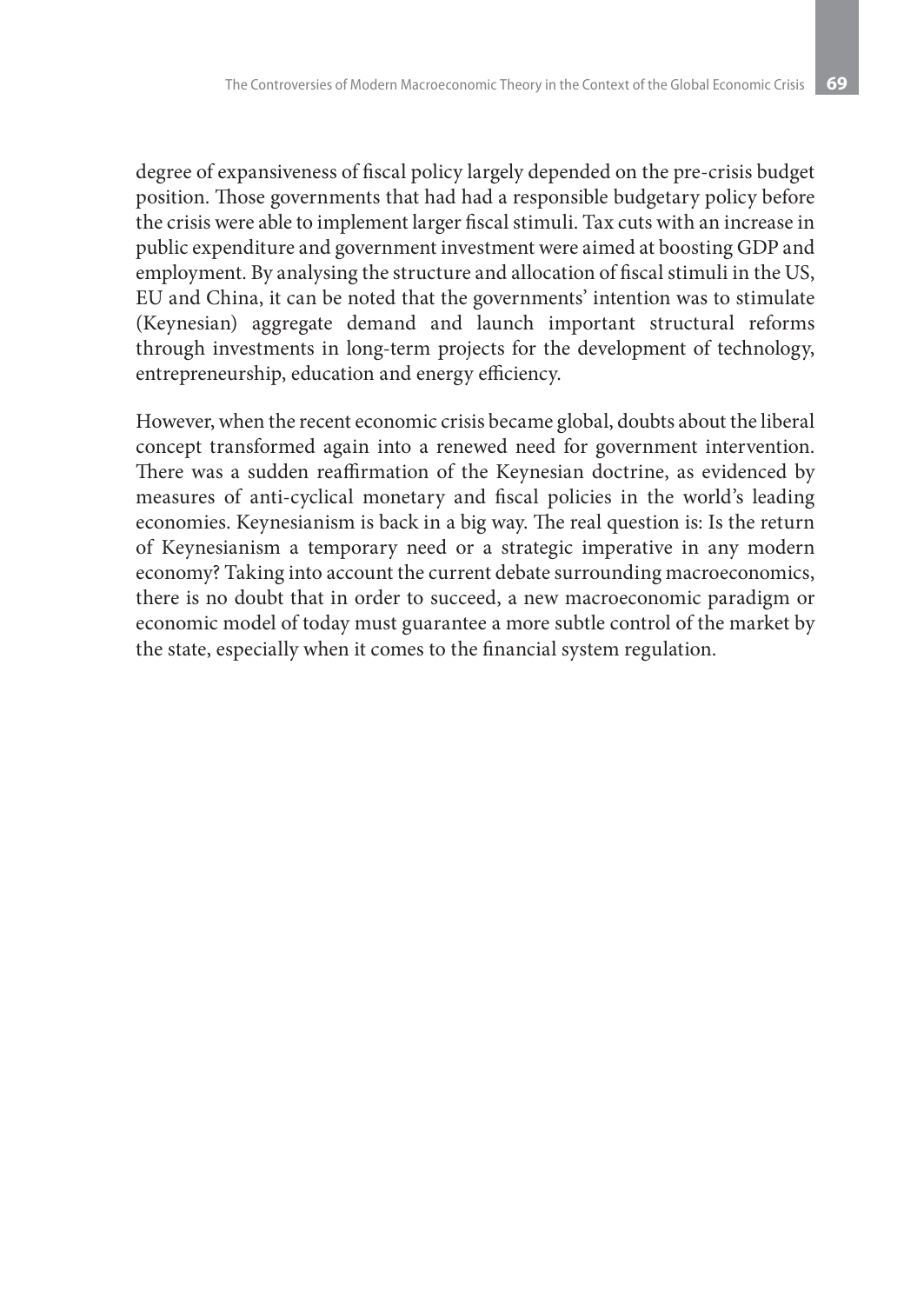degree of expansiveness of fiscal policy largely depended on the pre-crisis budget position. Those governments that had had a responsible budgetary policy before the crisis were able to implement larger fiscal stimuli. Tax cuts with an increase in public expenditure and government investment were aimed at boosting GDP and employment. By analysing the structure and allocation of fiscal stimuli in the US, EU and China, it can be noted that the governments' intention was to stimulate (Keynesian) aggregate demand and launch important structural reforms through investments in long-term projects for the development of technology, entrepreneurship, education and energy efficiency.

However, when the recent economic crisis became global, doubts about the liberal concept transformed again into a renewed need for government intervention. There was a sudden reaffirmation of the Keynesian doctrine, as evidenced by measures of anti-cyclical monetary and fiscal policies in the world's leading economies. Keynesianism is back in a big way. The real question is: Is the return of Keynesianism a temporary need or a strategic imperative in any modern economy? Taking into account the current debate surrounding macroeconomics, there is no doubt that in order to succeed, a new macroeconomic paradigm or economic model of today must guarantee a more subtle control of the market by the state, especially when it comes to the financial system regulation.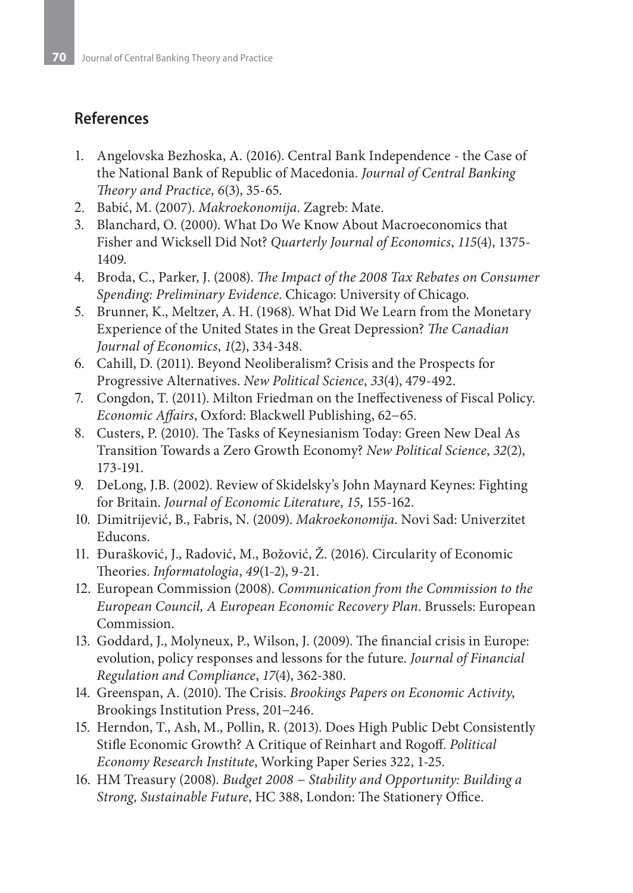## References

1. Angelovska Bezhoska, A. (2016). Central Bank Independence - the Case of the National Bank of Republic of Macedonia. *Journal of Central Banking Theory and Practice, 6*(3), 35-65.
2. Babić, M. (2007). *Makroekonomija*. Zagreb: Mate.
3. Blanchard, O. (2000). What Do We Know About Macroeconomics that Fisher and Wicksell Did Not? *Quarterly Journal of Economics*, *115*(4), 1375-1409.
4. Broda, C., Parker, J. (2008). *The Impact of the 2008 Tax Rebates on Consumer Spending: Preliminary Evidence*. Chicago: University of Chicago.
5. Brunner, K., Meltzer, A. H. (1968). What Did We Learn from the Monetary Experience of the United States in the Great Depression? *The Canadian Journal of Economics*, *1*(2), 334-348.
6. Cahill, D. (2011). Beyond Neoliberalism? Crisis and the Prospects for Progressive Alternatives. *New Political Science*, *33*(4), 479-492.
7. Congdon, T. (2011). Milton Friedman on the Ineffectiveness of Fiscal Policy. *Economic Affairs*, Oxford: Blackwell Publishing, 62–65.
8. Custers, P. (2010). The Tasks of Keynesianism Today: Green New Deal As Transition Towards a Zero Growth Economy? *New Political Science*, *32*(2), 173-191.
9. DeLong, J.B. (2002). Review of Skidelsky's John Maynard Keynes: Fighting for Britain. *Journal of Economic Literature*, *15*, 155-162.
10. Dimitrijević, B., Fabris, N. (2009). *Makroekonomija*. Novi Sad: Univerzitet Educons.
11. Đurašković, J., Radović, M., Božović, Ž. (2016). Circularity of Economic Theories. *Informatologia*, *49*(1-2), 9-21.
12. European Commission (2008). *Communication from the Commission to the European Council, A European Economic Recovery Plan*. Brussels: European Commission.
13. Goddard, J., Molyneux, P., Wilson, J. (2009). The financial crisis in Europe: evolution, policy responses and lessons for the future. *Journal of Financial Regulation and Compliance*, *17*(4), 362-380.
14. Greenspan, A. (2010). The Crisis. *Brookings Papers on Economic Activity*, Brookings Institution Press, 201–246.
15. Herndon, T., Ash, M., Pollin, R. (2013). Does High Public Debt Consistently Stifle Economic Growth? A Critique of Reinhart and Rogoff. *Political Economy Research Institute*, Working Paper Series 322, 1-25.
16. HM Treasury (2008). *Budget 2008 – Stability and Opportunity: Building a Strong, Sustainable Future*, HC 388, London: The Stationery Office.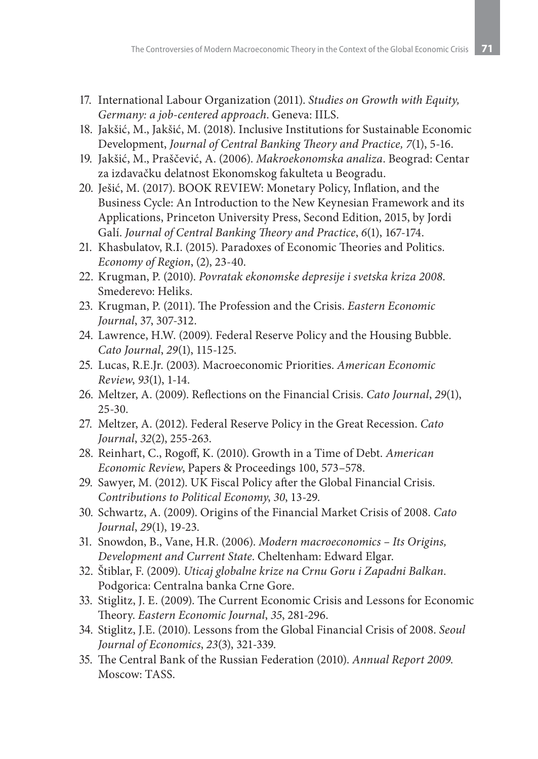17. International Labour Organization (2011). *Studies on Growth with Equity, Germany: a job-centered approach*. Geneva: IILS.
18. Jakšić, M., Jakšić, M. (2018). Inclusive Institutions for Sustainable Economic Development, *Journal of Central Banking Theory and Practice, 7*(1), 5-16.
19. Jakšić, M., Praščević, A. (2006). *Makroekonomska analiza*. Beograd: Centar za izdavačku delatnost Ekonomskog fakulteta u Beogradu.
20. Ješić, M. (2017). BOOK REVIEW: Monetary Policy, Inflation, and the Business Cycle: An Introduction to the New Keynesian Framework and its Applications, Princeton University Press, Second Edition, 2015, by Jordi Galí. *Journal of Central Banking Theory and Practice*, *6*(1), 167-174.
21. Khasbulatov, R.I. (2015). Paradoxes of Economic Theories and Politics. *Economy of Region*, (2), 23-40.
22. Krugman, P. (2010). *Povratak ekonomske depresije i svetska kriza 2008*. Smederevo: Heliks.
23. Krugman, P. (2011). The Profession and the Crisis. *Eastern Economic Journal*, 37, 307-312.
24. Lawrence, H.W. (2009). Federal Reserve Policy and the Housing Bubble. *Cato Journal*, *29*(1), 115-125.
25. Lucas, R.E.Jr. (2003). Macroeconomic Priorities. *American Economic Review*, *93*(1), 1-14.
26. Meltzer, A. (2009). Reflections on the Financial Crisis. *Cato Journal*, *29*(1), 25-30.
27. Meltzer, A. (2012). Federal Reserve Policy in the Great Recession. *Cato Journal*, *32*(2), 255-263.
28. Reinhart, C., Rogoff, K. (2010). Growth in a Time of Debt. *American Economic Review*, Papers & Proceedings 100, 573–578.
29. Sawyer, M. (2012). UK Fiscal Policy after the Global Financial Crisis. *Contributions to Political Economy*, *30*, 13-29.
30. Schwartz, A. (2009). Origins of the Financial Market Crisis of 2008. *Cato Journal*, *29*(1), 19-23.
31. Snowdon, B., Vane, H.R. (2006). *Modern macroeconomics – Its Origins, Development and Current State*. Cheltenham: Edward Elgar.
32. Štiblar, F. (2009). *Uticaj globalne krize na Crnu Goru i Zapadni Balkan*. Podgorica: Centralna banka Crne Gore.
33. Stiglitz, J. E. (2009). The Current Economic Crisis and Lessons for Economic Theory. *Eastern Economic Journal*, *35*, 281-296.
34. Stiglitz, J.E. (2010). Lessons from the Global Financial Crisis of 2008. *Seoul Journal of Economics*, *23*(3), 321-339.
35. The Central Bank of the Russian Federation (2010). *Annual Report 2009*. Moscow: TASS.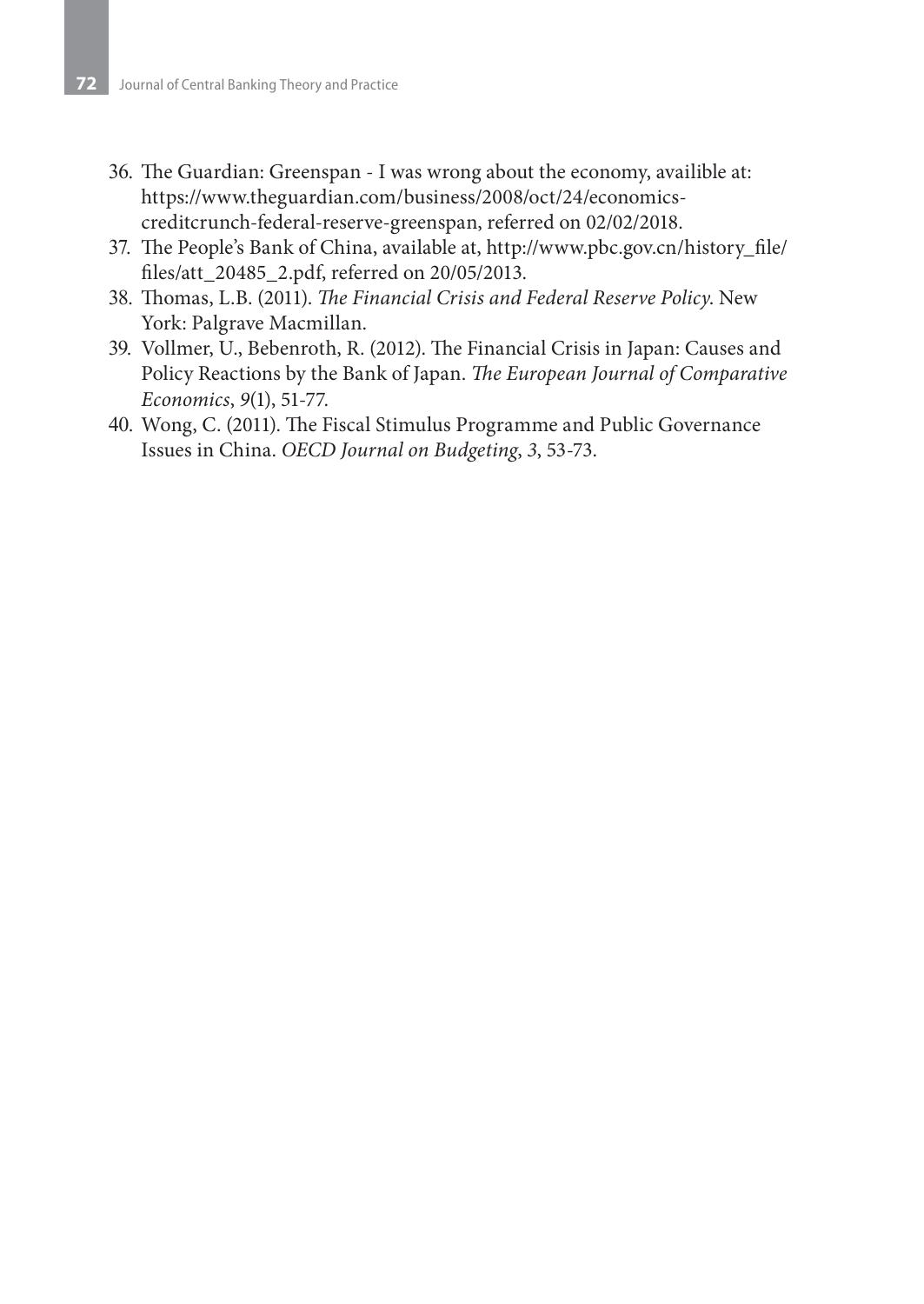36. The Guardian: Greenspan - I was wrong about the economy, availible at: https://www.theguardian.com/business/2008/oct/24/economics-creditcrunch-federal-reserve-greenspan, referred on 02/02/2018.
37. The People's Bank of China, available at, http://www.pbc.gov.cn/history_file/files/att_20485_2.pdf, referred on 20/05/2013.
38. Thomas, L.B. (2011). *The Financial Crisis and Federal Reserve Policy*. New York: Palgrave Macmillan.
39. Vollmer, U., Bebenroth, R. (2012). The Financial Crisis in Japan: Causes and Policy Reactions by the Bank of Japan. *The European Journal of Comparative Economics*, *9*(1), 51-77.
40. Wong, C. (2011). The Fiscal Stimulus Programme and Public Governance Issues in China. *OECD Journal on Budgeting*, *3*, 53-73.